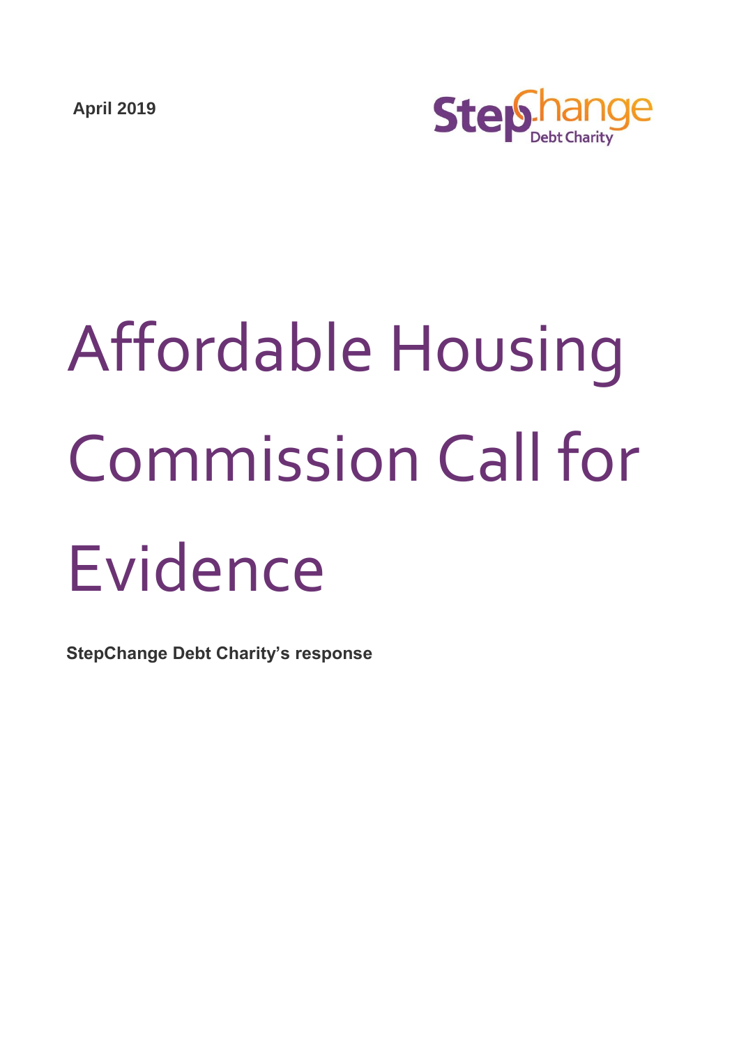April 2019

StepChange Debt Charity

# Affordable Housing Commission Call for Evidence

**StepChange Debt Charity's response**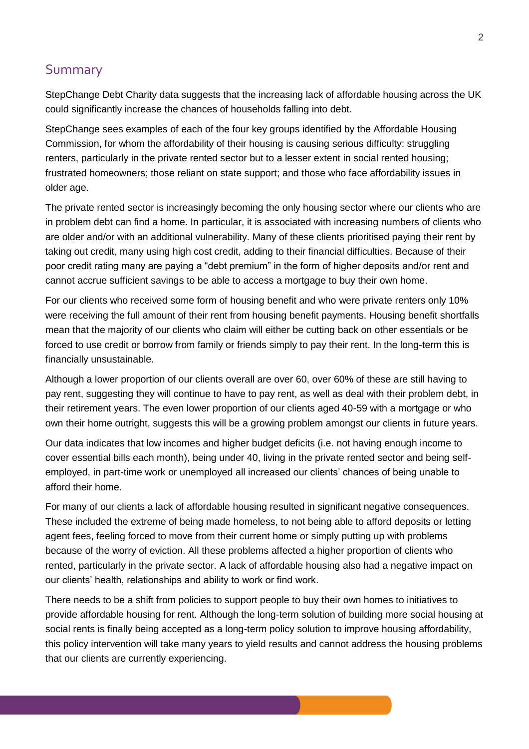## Summary

StepChange Debt Charity data suggests that the increasing lack of affordable housing across the UK could significantly increase the chances of households falling into debt.

StepChange sees examples of each of the four key groups identified by the Affordable Housing Commission, for whom the affordability of their housing is causing serious difficulty: struggling renters, particularly in the private rented sector but to a lesser extent in social rented housing; frustrated homeowners; those reliant on state support; and those who face affordability issues in older age.

The private rented sector is increasingly becoming the only housing sector where our clients who are in problem debt can find a home. In particular, it is associated with increasing numbers of clients who are older and/or with an additional vulnerability. Many of these clients prioritised paying their rent by taking out credit, many using high cost credit, adding to their financial difficulties. Because of their poor credit rating many are paying a "debt premium" in the form of higher deposits and/or rent and cannot accrue sufficient savings to be able to access a mortgage to buy their own home.

For our clients who received some form of housing benefit and who were private renters only 10% were receiving the full amount of their rent from housing benefit payments. Housing benefit shortfalls mean that the majority of our clients who claim will either be cutting back on other essentials or be forced to use credit or borrow from family or friends simply to pay their rent. In the long-term this is financially unsustainable.

Although a lower proportion of our clients overall are over 60, over 60% of these are still having to pay rent, suggesting they will continue to have to pay rent, as well as deal with their problem debt, in their retirement years. The even lower proportion of our clients aged 40-59 with a mortgage or who own their home outright, suggests this will be a growing problem amongst our clients in future years.

Our data indicates that low incomes and higher budget deficits (i.e. not having enough income to cover essential bills each month), being under 40, living in the private rented sector and being self-employed, in part-time work or unemployed all increased our clients' chances of being unable to afford their home.

For many of our clients a lack of affordable housing resulted in significant negative consequences. These included the extreme of being made homeless, to not being able to afford deposits or letting agent fees, feeling forced to move from their current home or simply putting up with problems because of the worry of eviction. All these problems affected a higher proportion of clients who rented, particularly in the private sector. A lack of affordable housing also had a negative impact on our clients' health, relationships and ability to work or find work.

There needs to be a shift from policies to support people to buy their own homes to initiatives to provide affordable housing for rent. Although the long-term solution of building more social housing at social rents is finally being accepted as a long-term policy solution to improve housing affordability, this policy intervention will take many years to yield results and cannot address the housing problems that our clients are currently experiencing.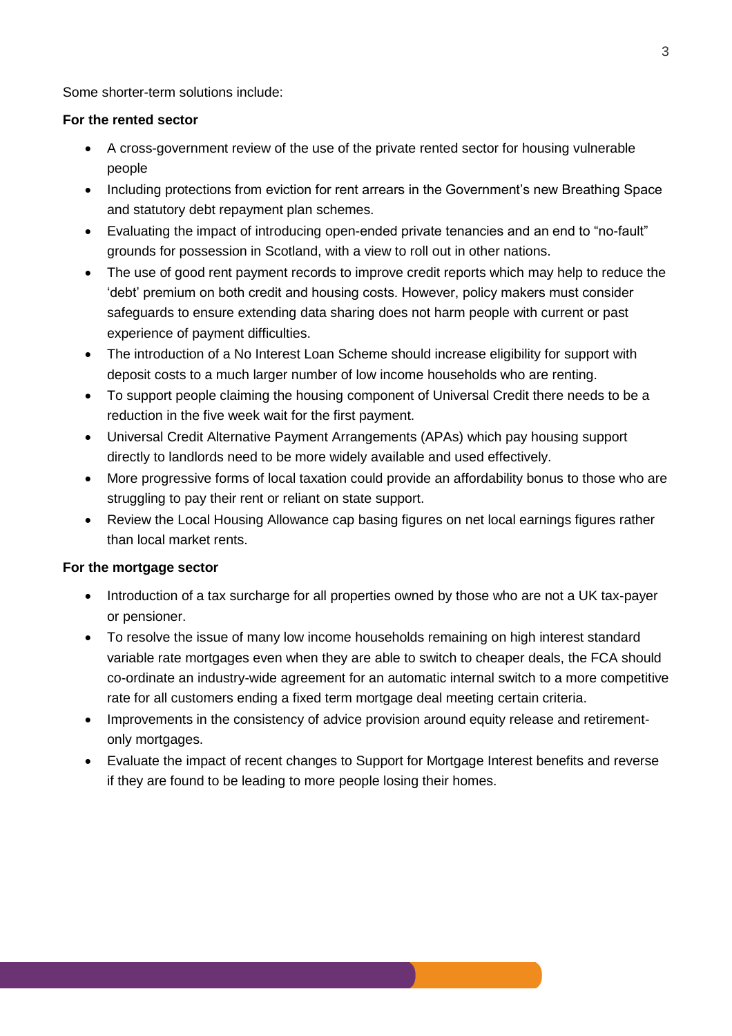Some shorter-term solutions include:

**For the rented sector**

- A cross-government review of the use of the private rented sector for housing vulnerable people
- Including protections from eviction for rent arrears in the Government's new Breathing Space and statutory debt repayment plan schemes.
- Evaluating the impact of introducing open-ended private tenancies and an end to "no-fault" grounds for possession in Scotland, with a view to roll out in other nations.
- The use of good rent payment records to improve credit reports which may help to reduce the 'debt' premium on both credit and housing costs. However, policy makers must consider safeguards to ensure extending data sharing does not harm people with current or past experience of payment difficulties.
- The introduction of a No Interest Loan Scheme should increase eligibility for support with deposit costs to a much larger number of low income households who are renting.
- To support people claiming the housing component of Universal Credit there needs to be a reduction in the five week wait for the first payment.
- Universal Credit Alternative Payment Arrangements (APAs) which pay housing support directly to landlords need to be more widely available and used effectively.
- More progressive forms of local taxation could provide an affordability bonus to those who are struggling to pay their rent or reliant on state support.
- Review the Local Housing Allowance cap basing figures on net local earnings figures rather than local market rents.

**For the mortgage sector**

- Introduction of a tax surcharge for all properties owned by those who are not a UK tax-payer or pensioner.
- To resolve the issue of many low income households remaining on high interest standard variable rate mortgages even when they are able to switch to cheaper deals, the FCA should co-ordinate an industry-wide agreement for an automatic internal switch to a more competitive rate for all customers ending a fixed term mortgage deal meeting certain criteria.
- Improvements in the consistency of advice provision around equity release and retirement-only mortgages.
- Evaluate the impact of recent changes to Support for Mortgage Interest benefits and reverse if they are found to be leading to more people losing their homes.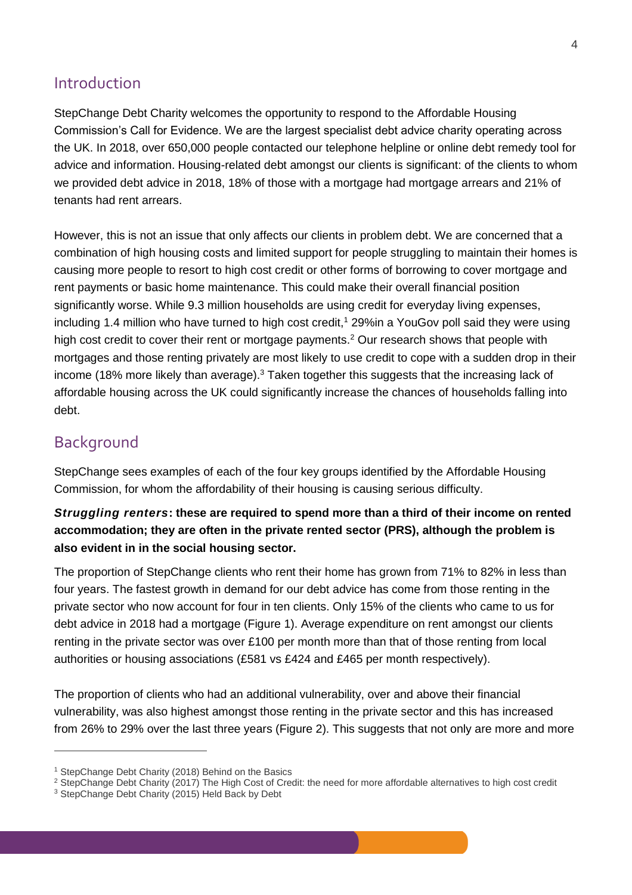## Introduction

StepChange Debt Charity welcomes the opportunity to respond to the Affordable Housing Commission's Call for Evidence. We are the largest specialist debt advice charity operating across the UK. In 2018, over 650,000 people contacted our telephone helpline or online debt remedy tool for advice and information. Housing-related debt amongst our clients is significant: of the clients to whom we provided debt advice in 2018, 18% of those with a mortgage had mortgage arrears and 21% of tenants had rent arrears.

However, this is not an issue that only affects our clients in problem debt. We are concerned that a combination of high housing costs and limited support for people struggling to maintain their homes is causing more people to resort to high cost credit or other forms of borrowing to cover mortgage and rent payments or basic home maintenance. This could make their overall financial position significantly worse. While 9.3 million households are using credit for everyday living expenses, including 1.4 million who have turned to high cost credit,[1] 29%in a YouGov poll said they were using high cost credit to cover their rent or mortgage payments.[2] Our research shows that people with mortgages and those renting privately are most likely to use credit to cope with a sudden drop in their income (18% more likely than average).[3] Taken together this suggests that the increasing lack of affordable housing across the UK could significantly increase the chances of households falling into debt.

## Background

StepChange sees examples of each of the four key groups identified by the Affordable Housing Commission, for whom the affordability of their housing is causing serious difficulty.

***Struggling renters*: these are required to spend more than a third of their income on rented accommodation; they are often in the private rented sector (PRS), although the problem is also evident in in the social housing sector.**

The proportion of StepChange clients who rent their home has grown from 71% to 82% in less than four years. The fastest growth in demand for our debt advice has come from those renting in the private sector who now account for four in ten clients. Only 15% of the clients who came to us for debt advice in 2018 had a mortgage (Figure 1). Average expenditure on rent amongst our clients renting in the private sector was over £100 per month more than that of those renting from local authorities or housing associations (£581 vs £424 and £465 per month respectively).

The proportion of clients who had an additional vulnerability, over and above their financial vulnerability, was also highest amongst those renting in the private sector and this has increased from 26% to 29% over the last three years (Figure 2). This suggests that not only are more and more

[1] StepChange Debt Charity (2018) Behind on the Basics

[2] StepChange Debt Charity (2017) The High Cost of Credit: the need for more affordable alternatives to high cost credit

[3] StepChange Debt Charity (2015) Held Back by Debt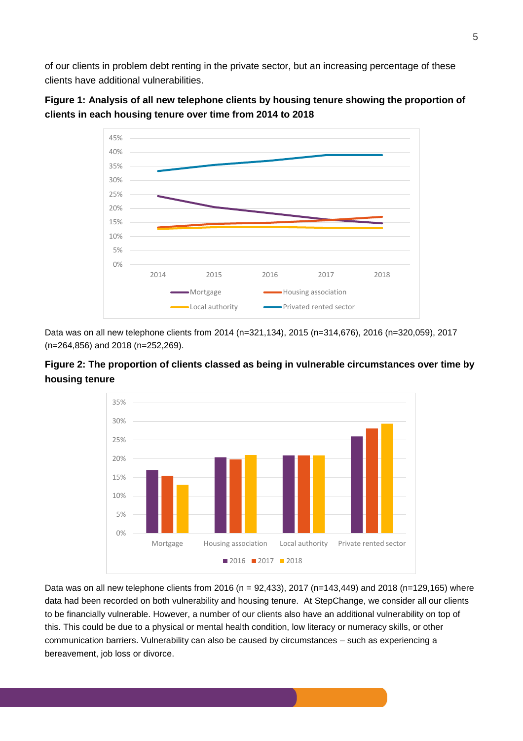of our clients in problem debt renting in the private sector, but an increasing percentage of these clients have additional vulnerabilities.

**Figure 1: Analysis of all new telephone clients by housing tenure showing the proportion of clients in each housing tenure over time from 2014 to 2018**

Data was on all new telephone clients from 2014 (n=321,134), 2015 (n=314,676), 2016 (n=320,059), 2017 (n=264,856) and 2018 (n=252,269).

**Figure 2: The proportion of clients classed as being in vulnerable circumstances over time by housing tenure**

Data was on all new telephone clients from 2016 (n = 92,433), 2017 (n=143,449) and 2018 (n=129,165) where data had been recorded on both vulnerability and housing tenure. At StepChange, we consider all our clients to be financially vulnerable. However, a number of our clients also have an additional vulnerability on top of this. This could be due to a physical or mental health condition, low literacy or numeracy skills, or other communication barriers. Vulnerability can also be caused by circumstances – such as experiencing a bereavement, job loss or divorce.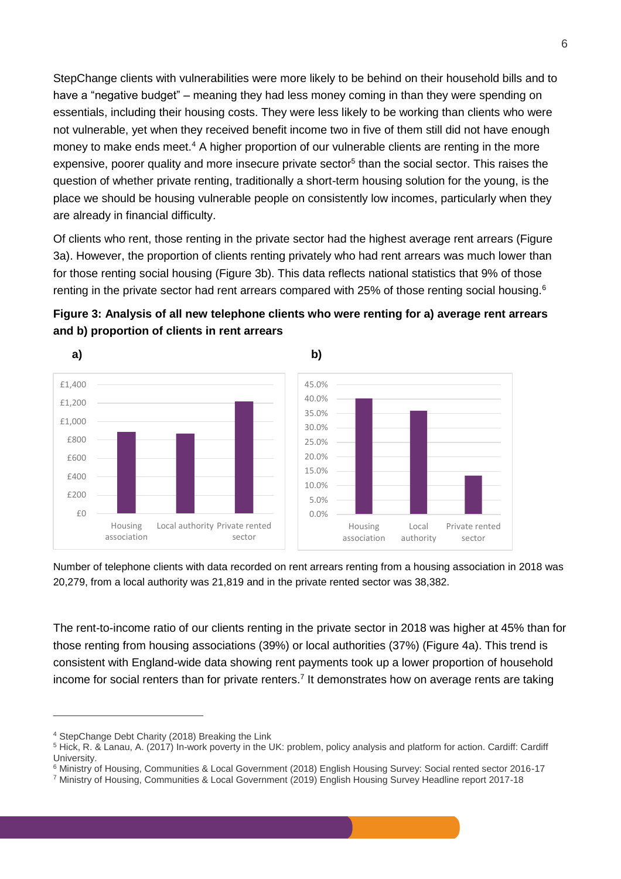StepChange clients with vulnerabilities were more likely to be behind on their household bills and to have a "negative budget" – meaning they had less money coming in than they were spending on essentials, including their housing costs. They were less likely to be working than clients who were not vulnerable, yet when they received benefit income two in five of them still did not have enough money to make ends meet.[4] A higher proportion of our vulnerable clients are renting in the more expensive, poorer quality and more insecure private sector[5] than the social sector. This raises the question of whether private renting, traditionally a short-term housing solution for the young, is the place we should be housing vulnerable people on consistently low incomes, particularly when they are already in financial difficulty.

Of clients who rent, those renting in the private sector had the highest average rent arrears (Figure 3a). However, the proportion of clients renting privately who had rent arrears was much lower than for those renting social housing (Figure 3b). This data reflects national statistics that 9% of those renting in the private sector had rent arrears compared with 25% of those renting social housing.[6]

**Figure 3: Analysis of all new telephone clients who were renting for a) average rent arrears and b) proportion of clients in rent arrears**

**a)**

**b)**

Number of telephone clients with data recorded on rent arrears renting from a housing association in 2018 was 20,279, from a local authority was 21,819 and in the private rented sector was 38,382.

The rent-to-income ratio of our clients renting in the private sector in 2018 was higher at 45% than for those renting from housing associations (39%) or local authorities (37%) (Figure 4a). This trend is consistent with England-wide data showing rent payments took up a lower proportion of household income for social renters than for private renters.[7] It demonstrates how on average rents are taking

[4] StepChange Debt Charity (2018) Breaking the Link

[5] Hick, R. & Lanau, A. (2017) In-work poverty in the UK: problem, policy analysis and platform for action. Cardiff: Cardiff University.

[6] Ministry of Housing, Communities & Local Government (2018) English Housing Survey: Social rented sector 2016-17

[7] Ministry of Housing, Communities & Local Government (2019) English Housing Survey Headline report 2017-18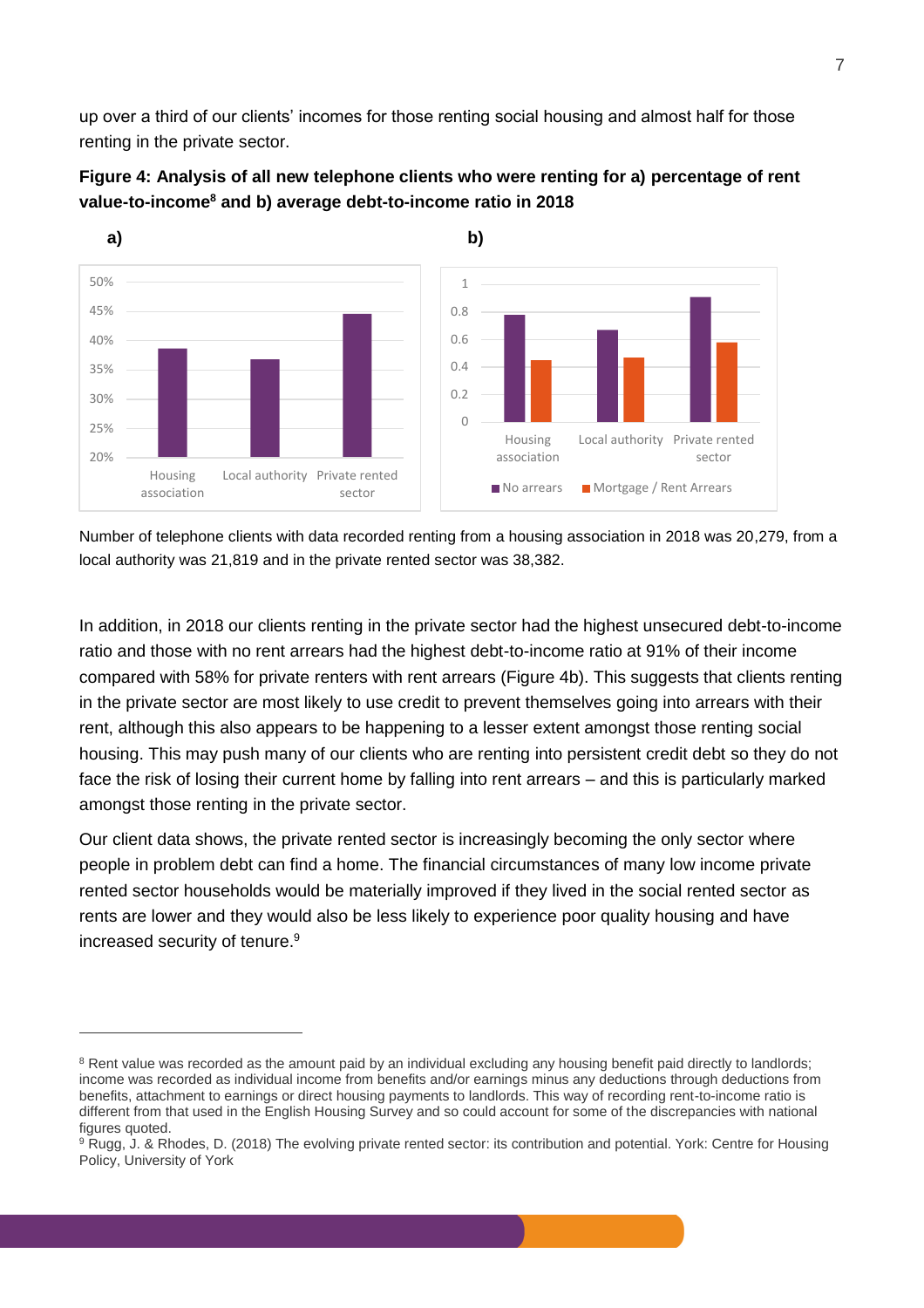up over a third of our clients' incomes for those renting social housing and almost half for those renting in the private sector.

**Figure 4: Analysis of all new telephone clients who were renting for a) percentage of rent value-to-income[8] and b) average debt-to-income ratio in 2018**

Number of telephone clients with data recorded renting from a housing association in 2018 was 20,279, from a local authority was 21,819 and in the private rented sector was 38,382.

In addition, in 2018 our clients renting in the private sector had the highest unsecured debt-to-income ratio and those with no rent arrears had the highest debt-to-income ratio at 91% of their income compared with 58% for private renters with rent arrears (Figure 4b). This suggests that clients renting in the private sector are most likely to use credit to prevent themselves going into arrears with their rent, although this also appears to be happening to a lesser extent amongst those renting social housing. This may push many of our clients who are renting into persistent credit debt so they do not face the risk of losing their current home by falling into rent arrears – and this is particularly marked amongst those renting in the private sector.

Our client data shows, the private rented sector is increasingly becoming the only sector where people in problem debt can find a home. The financial circumstances of many low income private rented sector households would be materially improved if they lived in the social rented sector as rents are lower and they would also be less likely to experience poor quality housing and have increased security of tenure.[9]

---

[8] Rent value was recorded as the amount paid by an individual excluding any housing benefit paid directly to landlords; income was recorded as individual income from benefits and/or earnings minus any deductions through deductions from benefits, attachment to earnings or direct housing payments to landlords. This way of recording rent-to-income ratio is different from that used in the English Housing Survey and so could account for some of the discrepancies with national figures quoted.

[9] Rugg, J. & Rhodes, D. (2018) The evolving private rented sector: its contribution and potential. York: Centre for Housing Policy, University of York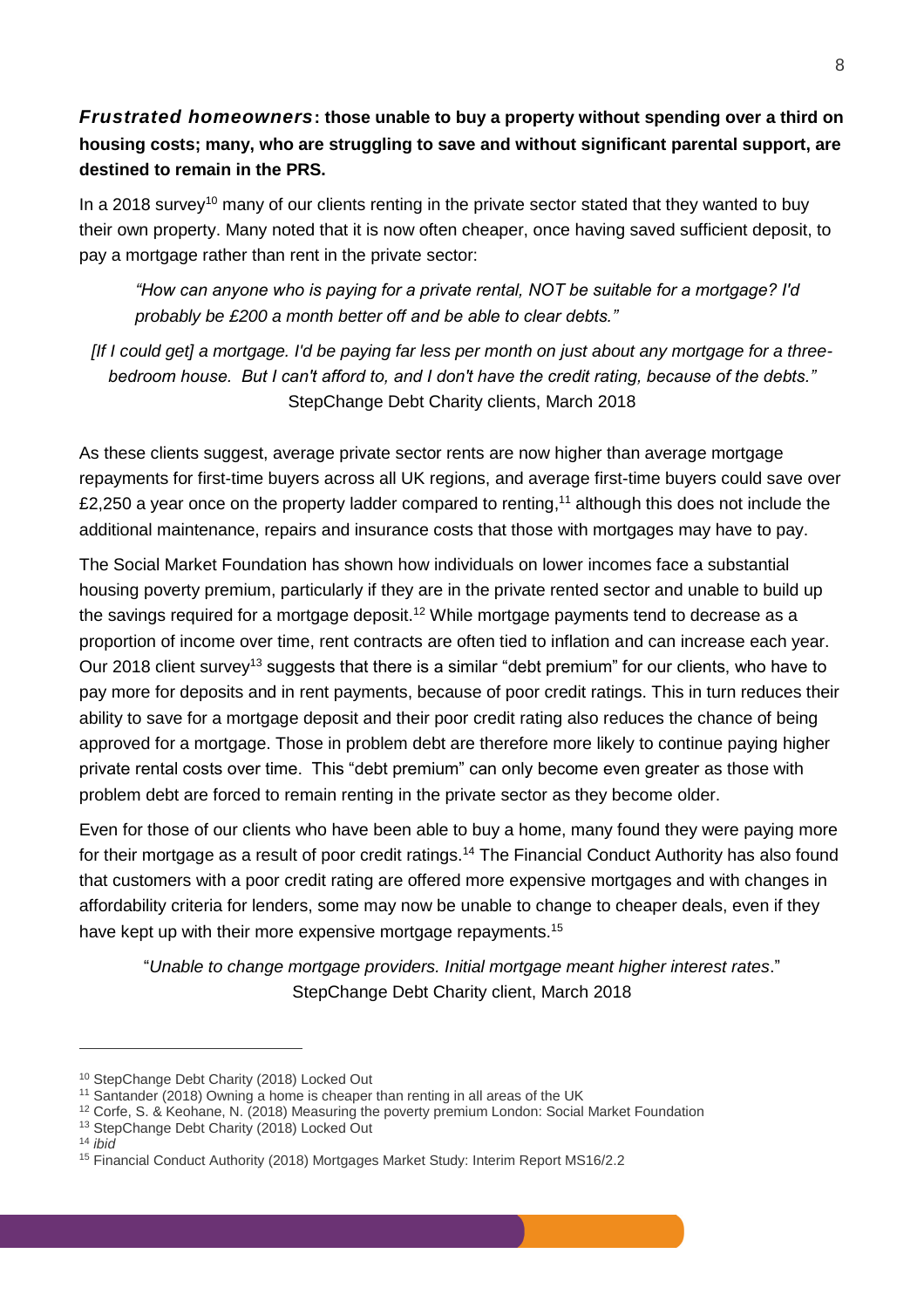***Frustrated homeowners*: those unable to buy a property without spending over a third on housing costs; many, who are struggling to save and without significant parental support, are destined to remain in the PRS.**

In a 2018 survey[10] many of our clients renting in the private sector stated that they wanted to buy their own property. Many noted that it is now often cheaper, once having saved sufficient deposit, to pay a mortgage rather than rent in the private sector:

> *"How can anyone who is paying for a private rental, NOT be suitable for a mortgage? I'd probably be £200 a month better off and be able to clear debts."*

*[If I could get] a mortgage. I'd be paying far less per month on just about any mortgage for a three-bedroom house. But I can't afford to, and I don't have the credit rating, because of the debts."*
StepChange Debt Charity clients, March 2018

As these clients suggest, average private sector rents are now higher than average mortgage repayments for first-time buyers across all UK regions, and average first-time buyers could save over £2,250 a year once on the property ladder compared to renting,[11] although this does not include the additional maintenance, repairs and insurance costs that those with mortgages may have to pay.

The Social Market Foundation has shown how individuals on lower incomes face a substantial housing poverty premium, particularly if they are in the private rented sector and unable to build up the savings required for a mortgage deposit.[12] While mortgage payments tend to decrease as a proportion of income over time, rent contracts are often tied to inflation and can increase each year. Our 2018 client survey[13] suggests that there is a similar "debt premium" for our clients, who have to pay more for deposits and in rent payments, because of poor credit ratings. This in turn reduces their ability to save for a mortgage deposit and their poor credit rating also reduces the chance of being approved for a mortgage. Those in problem debt are therefore more likely to continue paying higher private rental costs over time. This "debt premium" can only become even greater as those with problem debt are forced to remain renting in the private sector as they become older.

Even for those of our clients who have been able to buy a home, many found they were paying more for their mortgage as a result of poor credit ratings.[14] The Financial Conduct Authority has also found that customers with a poor credit rating are offered more expensive mortgages and with changes in affordability criteria for lenders, some may now be unable to change to cheaper deals, even if they have kept up with their more expensive mortgage repayments.[15]

> "*Unable to change mortgage providers. Initial mortgage meant higher interest rates*."
> StepChange Debt Charity client, March 2018

---

[10] StepChange Debt Charity (2018) Locked Out
[11] Santander (2018) Owning a home is cheaper than renting in all areas of the UK
[12] Corfe, S. & Keohane, N. (2018) Measuring the poverty premium London: Social Market Foundation
[13] StepChange Debt Charity (2018) Locked Out
[14] *ibid*
[15] Financial Conduct Authority (2018) Mortgages Market Study: Interim Report MS16/2.2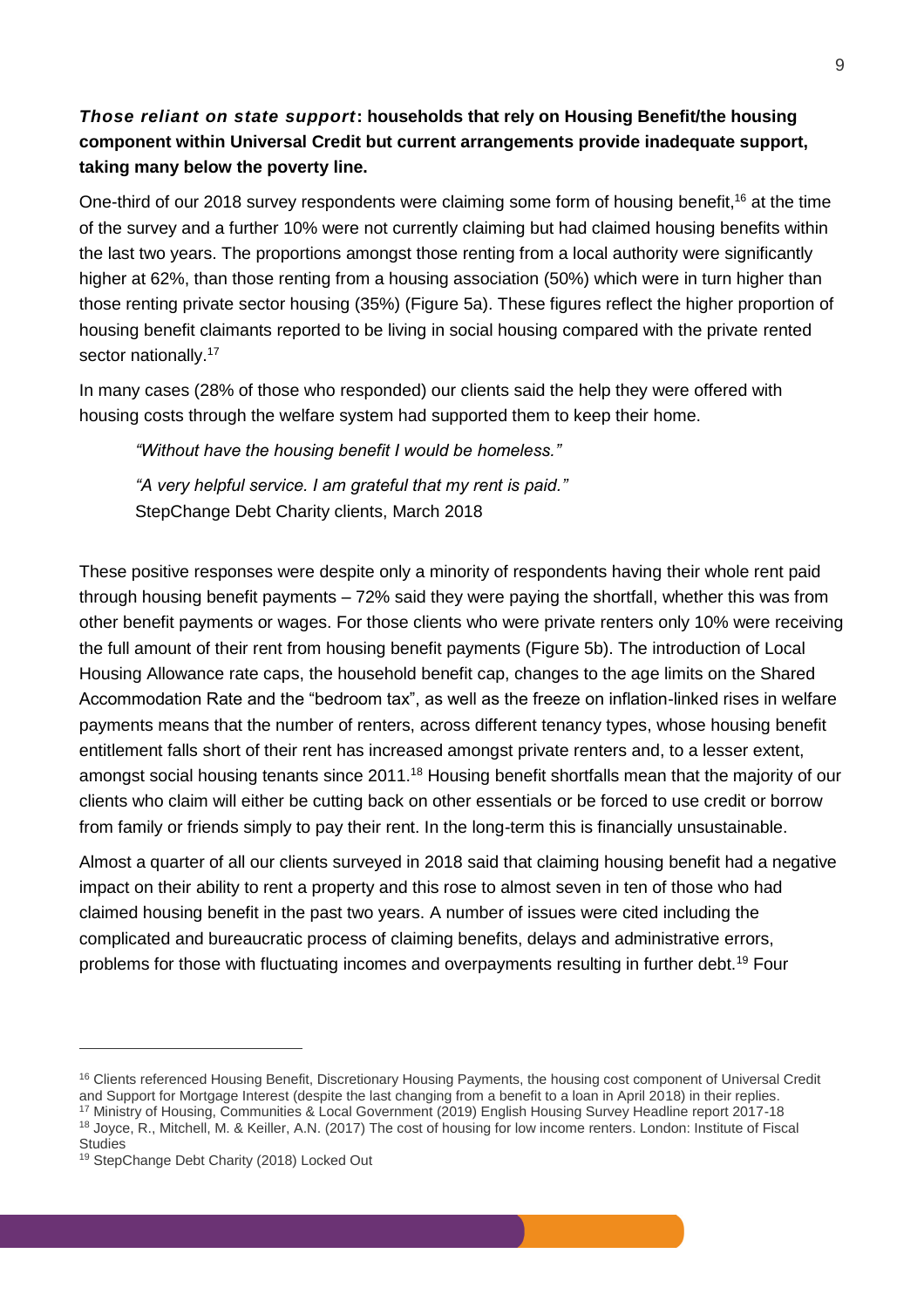***Those reliant on state support*: households that rely on Housing Benefit/the housing component within Universal Credit but current arrangements provide inadequate support, taking many below the poverty line.**

One-third of our 2018 survey respondents were claiming some form of housing benefit,[16] at the time of the survey and a further 10% were not currently claiming but had claimed housing benefits within the last two years. The proportions amongst those renting from a local authority were significantly higher at 62%, than those renting from a housing association (50%) which were in turn higher than those renting private sector housing (35%) (Figure 5a). These figures reflect the higher proportion of housing benefit claimants reported to be living in social housing compared with the private rented sector nationally.[17]

In many cases (28% of those who responded) our clients said the help they were offered with housing costs through the welfare system had supported them to keep their home.

> *"Without have the housing benefit I would be homeless."*
>
> *"A very helpful service. I am grateful that my rent is paid."*
>
> StepChange Debt Charity clients, March 2018

These positive responses were despite only a minority of respondents having their whole rent paid through housing benefit payments – 72% said they were paying the shortfall, whether this was from other benefit payments or wages. For those clients who were private renters only 10% were receiving the full amount of their rent from housing benefit payments (Figure 5b). The introduction of Local Housing Allowance rate caps, the household benefit cap, changes to the age limits on the Shared Accommodation Rate and the "bedroom tax", as well as the freeze on inflation-linked rises in welfare payments means that the number of renters, across different tenancy types, whose housing benefit entitlement falls short of their rent has increased amongst private renters and, to a lesser extent, amongst social housing tenants since 2011.[18] Housing benefit shortfalls mean that the majority of our clients who claim will either be cutting back on other essentials or be forced to use credit or borrow from family or friends simply to pay their rent. In the long-term this is financially unsustainable.

Almost a quarter of all our clients surveyed in 2018 said that claiming housing benefit had a negative impact on their ability to rent a property and this rose to almost seven in ten of those who had claimed housing benefit in the past two years. A number of issues were cited including the complicated and bureaucratic process of claiming benefits, delays and administrative errors, problems for those with fluctuating incomes and overpayments resulting in further debt.[19] Four

---

[16] Clients referenced Housing Benefit, Discretionary Housing Payments, the housing cost component of Universal Credit and Support for Mortgage Interest (despite the last changing from a benefit to a loan in April 2018) in their replies.

[17] Ministry of Housing, Communities & Local Government (2019) English Housing Survey Headline report 2017-18

[18] Joyce, R., Mitchell, M. & Keiller, A.N. (2017) The cost of housing for low income renters. London: Institute of Fiscal Studies

[19] StepChange Debt Charity (2018) Locked Out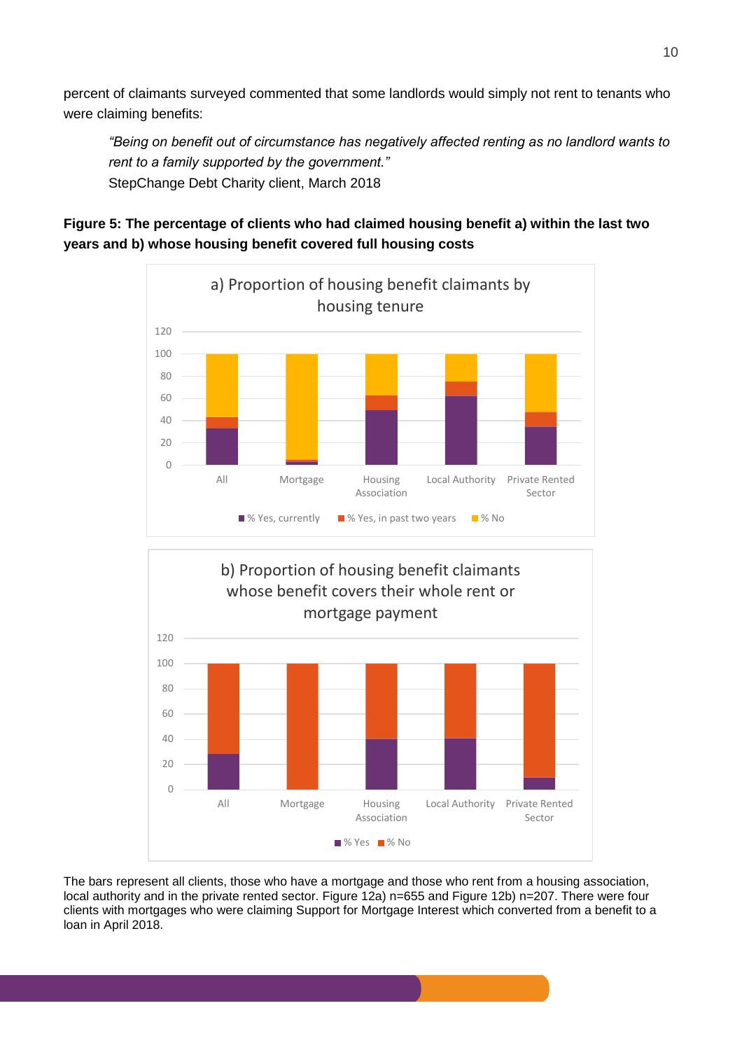percent of claimants surveyed commented that some landlords would simply not rent to tenants who were claiming benefits:

> *"Being on benefit out of circumstance has negatively affected renting as no landlord wants to rent to a family supported by the government."*
> StepChange Debt Charity client, March 2018

**Figure 5: The percentage of clients who had claimed housing benefit a) within the last two years and b) whose housing benefit covered full housing costs**

The bars represent all clients, those who have a mortgage and those who rent from a housing association, local authority and in the private rented sector. Figure 12a) n=655 and Figure 12b) n=207. There were four clients with mortgages who were claiming Support for Mortgage Interest which converted from a benefit to a loan in April 2018.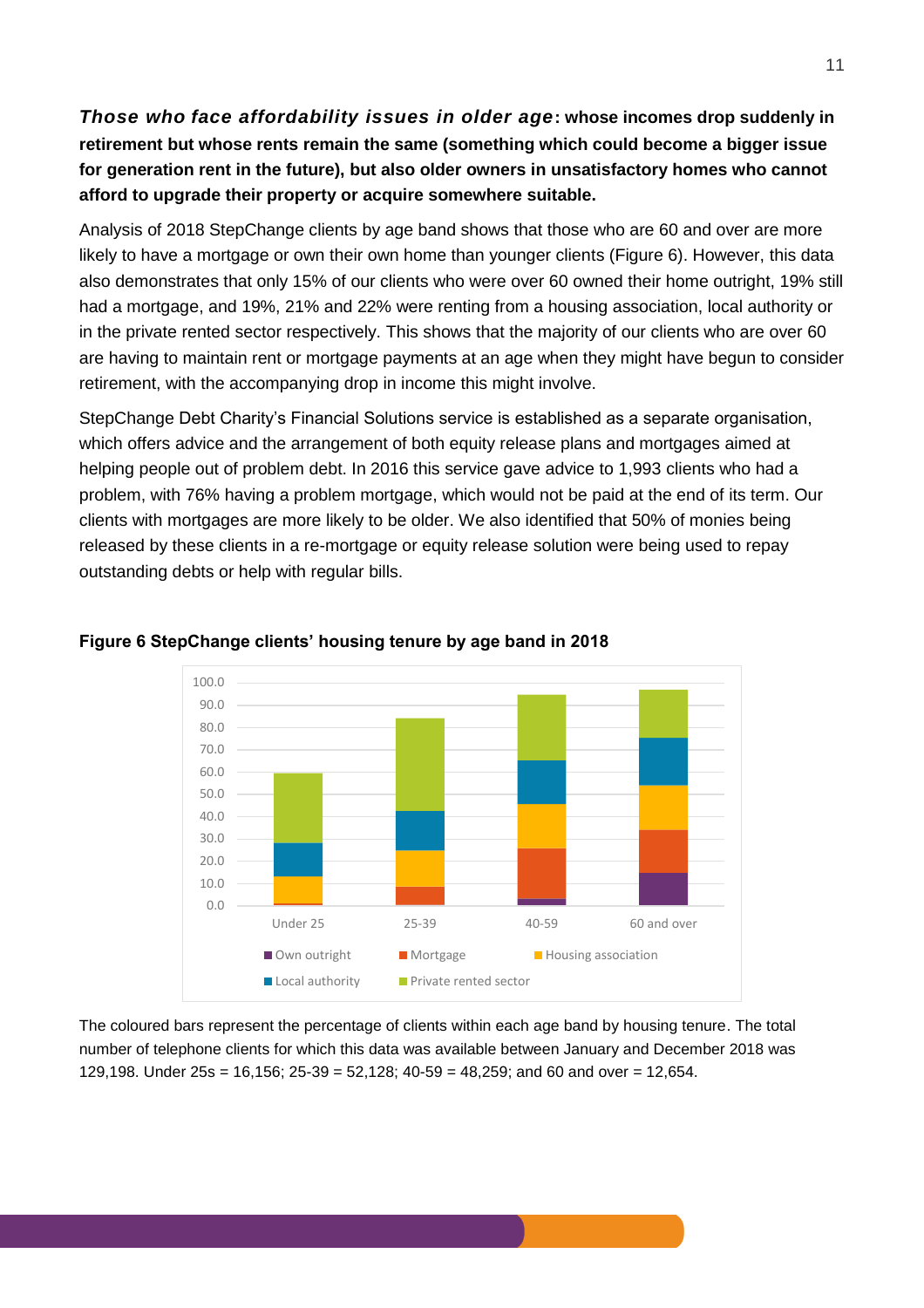***Those who face affordability issues in older age*: whose incomes drop suddenly in retirement but whose rents remain the same (something which could become a bigger issue for generation rent in the future), but also older owners in unsatisfactory homes who cannot afford to upgrade their property or acquire somewhere suitable.**

Analysis of 2018 StepChange clients by age band shows that those who are 60 and over are more likely to have a mortgage or own their own home than younger clients (Figure 6). However, this data also demonstrates that only 15% of our clients who were over 60 owned their home outright, 19% still had a mortgage, and 19%, 21% and 22% were renting from a housing association, local authority or in the private rented sector respectively. This shows that the majority of our clients who are over 60 are having to maintain rent or mortgage payments at an age when they might have begun to consider retirement, with the accompanying drop in income this might involve.

StepChange Debt Charity's Financial Solutions service is established as a separate organisation, which offers advice and the arrangement of both equity release plans and mortgages aimed at helping people out of problem debt. In 2016 this service gave advice to 1,993 clients who had a problem, with 76% having a problem mortgage, which would not be paid at the end of its term. Our clients with mortgages are more likely to be older. We also identified that 50% of monies being released by these clients in a re-mortgage or equity release solution were being used to repay outstanding debts or help with regular bills.

**Figure 6 StepChange clients' housing tenure by age band in 2018**

The coloured bars represent the percentage of clients within each age band by housing tenure. The total number of telephone clients for which this data was available between January and December 2018 was 129,198. Under 25s = 16,156; 25-39 = 52,128; 40-59 = 48,259; and 60 and over = 12,654.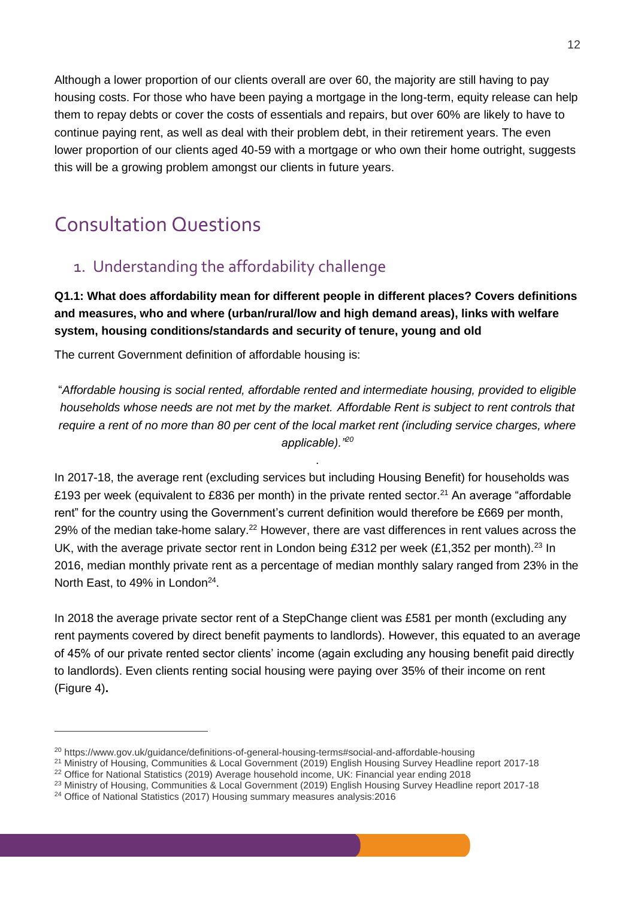Although a lower proportion of our clients overall are over 60, the majority are still having to pay housing costs. For those who have been paying a mortgage in the long-term, equity release can help them to repay debts or cover the costs of essentials and repairs, but over 60% are likely to have to continue paying rent, as well as deal with their problem debt, in their retirement years. The even lower proportion of our clients aged 40-59 with a mortgage or who own their home outright, suggests this will be a growing problem amongst our clients in future years.

# Consultation Questions

## 1. Understanding the affordability challenge

**Q1.1: What does affordability mean for different people in different places? Covers definitions and measures, who and where (urban/rural/low and high demand areas), links with welfare system, housing conditions/standards and security of tenure, young and old**

The current Government definition of affordable housing is:

"*Affordable housing is social rented, affordable rented and intermediate housing, provided to eligible households whose needs are not met by the market. Affordable Rent is subject to rent controls that require a rent of no more than 80 per cent of the local market rent (including service charges, where applicable).*"[20]

In 2017-18, the average rent (excluding services but including Housing Benefit) for households was £193 per week (equivalent to £836 per month) in the private rented sector.[21] An average "affordable rent" for the country using the Government's current definition would therefore be £669 per month, 29% of the median take-home salary.[22] However, there are vast differences in rent values across the UK, with the average private sector rent in London being £312 per week (£1,352 per month).[23] In 2016, median monthly private rent as a percentage of median monthly salary ranged from 23% in the North East, to 49% in London[24].

In 2018 the average private sector rent of a StepChange client was £581 per month (excluding any rent payments covered by direct benefit payments to landlords). However, this equated to an average of 45% of our private rented sector clients' income (again excluding any housing benefit paid directly to landlords). Even clients renting social housing were paying over 35% of their income on rent (Figure 4).

---

[20] https://www.gov.uk/guidance/definitions-of-general-housing-terms#social-and-affordable-housing

[21] Ministry of Housing, Communities & Local Government (2019) English Housing Survey Headline report 2017-18

[22] Office for National Statistics (2019) Average household income, UK: Financial year ending 2018

[23] Ministry of Housing, Communities & Local Government (2019) English Housing Survey Headline report 2017-18

[24] Office of National Statistics (2017) Housing summary measures analysis:2016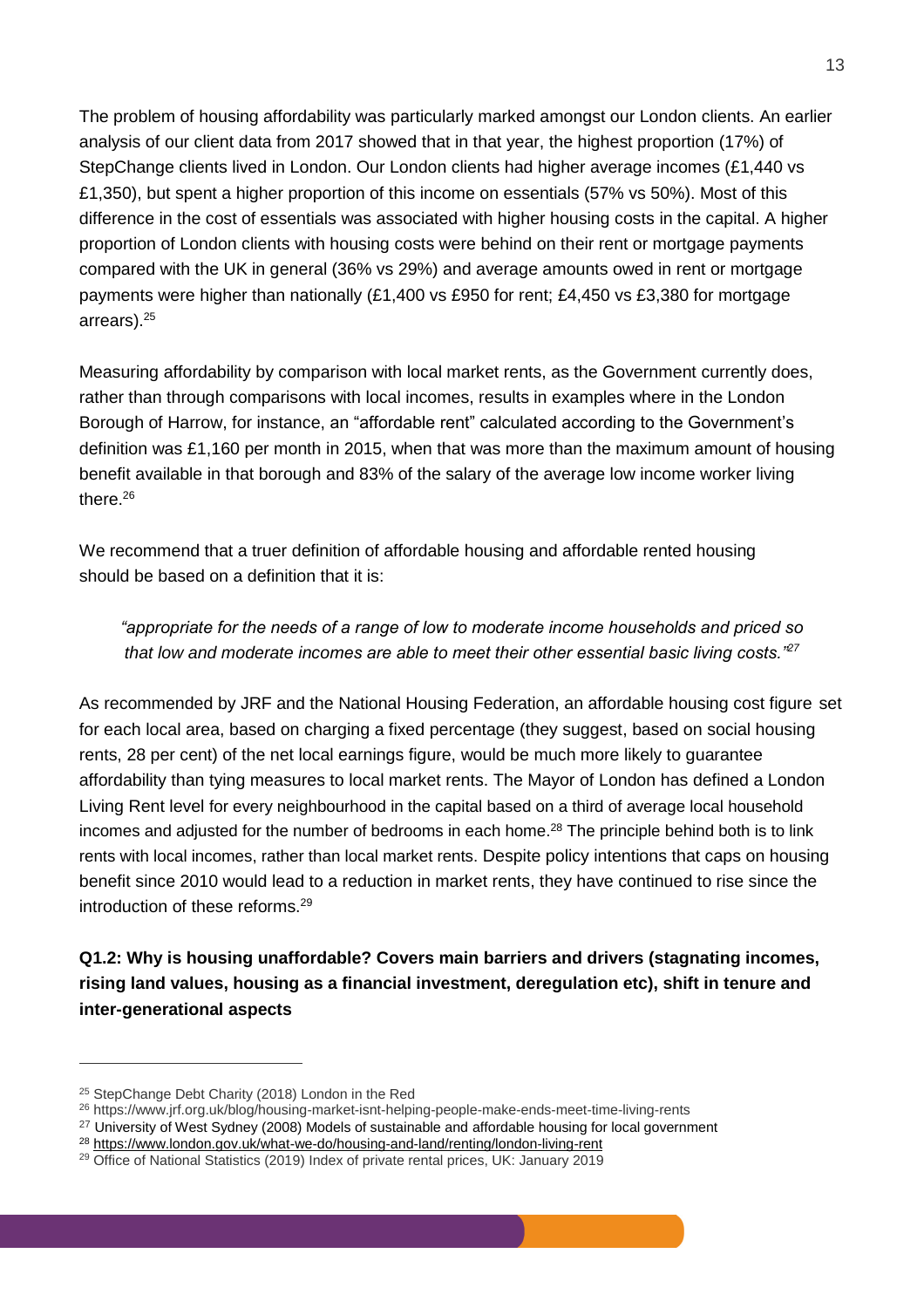The problem of housing affordability was particularly marked amongst our London clients. An earlier analysis of our client data from 2017 showed that in that year, the highest proportion (17%) of StepChange clients lived in London. Our London clients had higher average incomes (£1,440 vs £1,350), but spent a higher proportion of this income on essentials (57% vs 50%). Most of this difference in the cost of essentials was associated with higher housing costs in the capital. A higher proportion of London clients with housing costs were behind on their rent or mortgage payments compared with the UK in general (36% vs 29%) and average amounts owed in rent or mortgage payments were higher than nationally (£1,400 vs £950 for rent; £4,450 vs £3,380 for mortgage arrears).[25]

Measuring affordability by comparison with local market rents, as the Government currently does, rather than through comparisons with local incomes, results in examples where in the London Borough of Harrow, for instance, an "affordable rent" calculated according to the Government's definition was £1,160 per month in 2015, when that was more than the maximum amount of housing benefit available in that borough and 83% of the salary of the average low income worker living there.[26]

We recommend that a truer definition of affordable housing and affordable rented housing should be based on a definition that it is:

> *"appropriate for the needs of a range of low to moderate income households and priced so that low and moderate incomes are able to meet their other essential basic living costs."*[27]

As recommended by JRF and the National Housing Federation, an affordable housing cost figure set for each local area, based on charging a fixed percentage (they suggest, based on social housing rents, 28 per cent) of the net local earnings figure, would be much more likely to guarantee affordability than tying measures to local market rents. The Mayor of London has defined a London Living Rent level for every neighbourhood in the capital based on a third of average local household incomes and adjusted for the number of bedrooms in each home.[28] The principle behind both is to link rents with local incomes, rather than local market rents. Despite policy intentions that caps on housing benefit since 2010 would lead to a reduction in market rents, they have continued to rise since the introduction of these reforms.[29]

**Q1.2: Why is housing unaffordable? Covers main barriers and drivers (stagnating incomes, rising land values, housing as a financial investment, deregulation etc), shift in tenure and inter-generational aspects**

---

[25] StepChange Debt Charity (2018) London in the Red

[26] https://www.jrf.org.uk/blog/housing-market-isnt-helping-people-make-ends-meet-time-living-rents

[27] University of West Sydney (2008) Models of sustainable and affordable housing for local government

[28] https://www.london.gov.uk/what-we-do/housing-and-land/renting/london-living-rent

[29] Office of National Statistics (2019) Index of private rental prices, UK: January 2019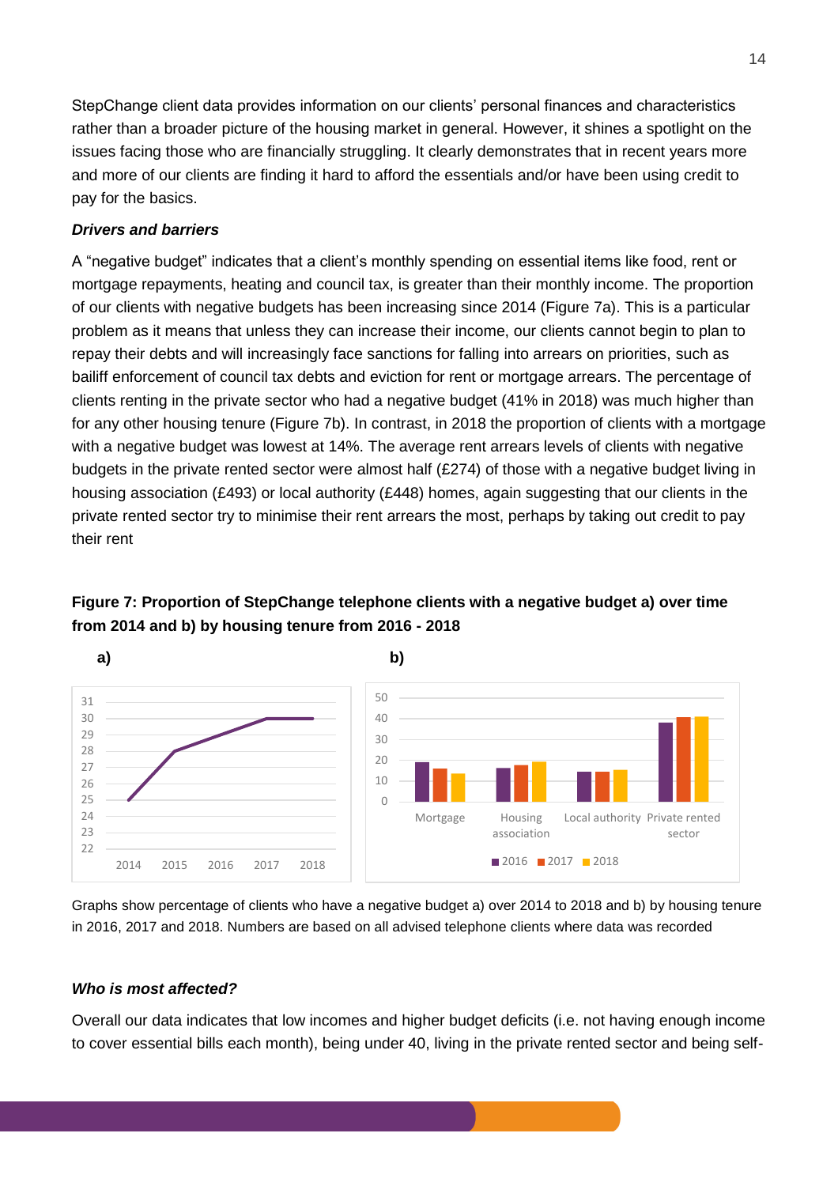StepChange client data provides information on our clients' personal finances and characteristics rather than a broader picture of the housing market in general. However, it shines a spotlight on the issues facing those who are financially struggling. It clearly demonstrates that in recent years more and more of our clients are finding it hard to afford the essentials and/or have been using credit to pay for the basics.

***Drivers and barriers***

A "negative budget" indicates that a client's monthly spending on essential items like food, rent or mortgage repayments, heating and council tax, is greater than their monthly income. The proportion of our clients with negative budgets has been increasing since 2014 (Figure 7a). This is a particular problem as it means that unless they can increase their income, our clients cannot begin to plan to repay their debts and will increasingly face sanctions for falling into arrears on priorities, such as bailiff enforcement of council tax debts and eviction for rent or mortgage arrears. The percentage of clients renting in the private sector who had a negative budget (41% in 2018) was much higher than for any other housing tenure (Figure 7b). In contrast, in 2018 the proportion of clients with a mortgage with a negative budget was lowest at 14%. The average rent arrears levels of clients with negative budgets in the private rented sector were almost half (£274) of those with a negative budget living in housing association (£493) or local authority (£448) homes, again suggesting that our clients in the private rented sector try to minimise their rent arrears the most, perhaps by taking out credit to pay their rent

**Figure 7: Proportion of StepChange telephone clients with a negative budget a) over time from 2014 and b) by housing tenure from 2016 - 2018**

Graphs show percentage of clients who have a negative budget a) over 2014 to 2018 and b) by housing tenure in 2016, 2017 and 2018. Numbers are based on all advised telephone clients where data was recorded

***Who is most affected?***

Overall our data indicates that low incomes and higher budget deficits (i.e. not having enough income to cover essential bills each month), being under 40, living in the private rented sector and being self-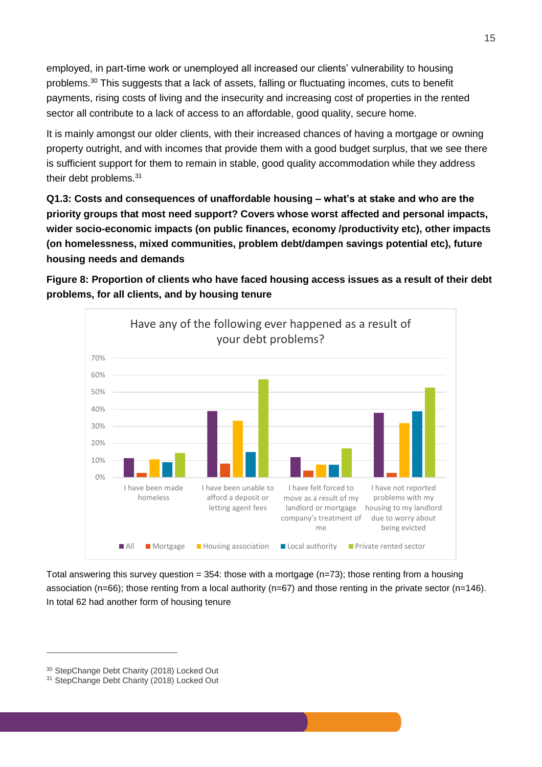employed, in part-time work or unemployed all increased our clients' vulnerability to housing problems.[30] This suggests that a lack of assets, falling or fluctuating incomes, cuts to benefit payments, rising costs of living and the insecurity and increasing cost of properties in the rented sector all contribute to a lack of access to an affordable, good quality, secure home.

It is mainly amongst our older clients, with their increased chances of having a mortgage or owning property outright, and with incomes that provide them with a good budget surplus, that we see there is sufficient support for them to remain in stable, good quality accommodation while they address their debt problems.[31]

**Q1.3: Costs and consequences of unaffordable housing – what's at stake and who are the priority groups that most need support? Covers whose worst affected and personal impacts, wider socio-economic impacts (on public finances, economy /productivity etc), other impacts (on homelessness, mixed communities, problem debt/dampen savings potential etc), future housing needs and demands**

**Figure 8: Proportion of clients who have faced housing access issues as a result of their debt problems, for all clients, and by housing tenure**

Have any of the following ever happened as a result of your debt problems?

| | All | Mortgage | Housing association | Local authority | Private rented sector |
|---|---|---|---|---|---|
| I have been made homeless | ~11% | ~3% | ~10% | ~9% | ~14% |
| I have been unable to afford a deposit or letting agent fees | ~39% | ~8% | ~33% | ~15% | ~57% |
| I have felt forced to move as a result of my landlord or mortgage company's treatment of me | ~12% | ~4% | ~7% | ~7% | ~17% |
| I have not reported problems with my housing to my landlord due to worry about being evicted | ~38% | ~3% | ~32% | ~39% | ~53% |

Total answering this survey question = 354: those with a mortgage (n=73); those renting from a housing association (n=66); those renting from a local authority (n=67) and those renting in the private sector (n=146). In total 62 had another form of housing tenure

[30] StepChange Debt Charity (2018) Locked Out
[31] StepChange Debt Charity (2018) Locked Out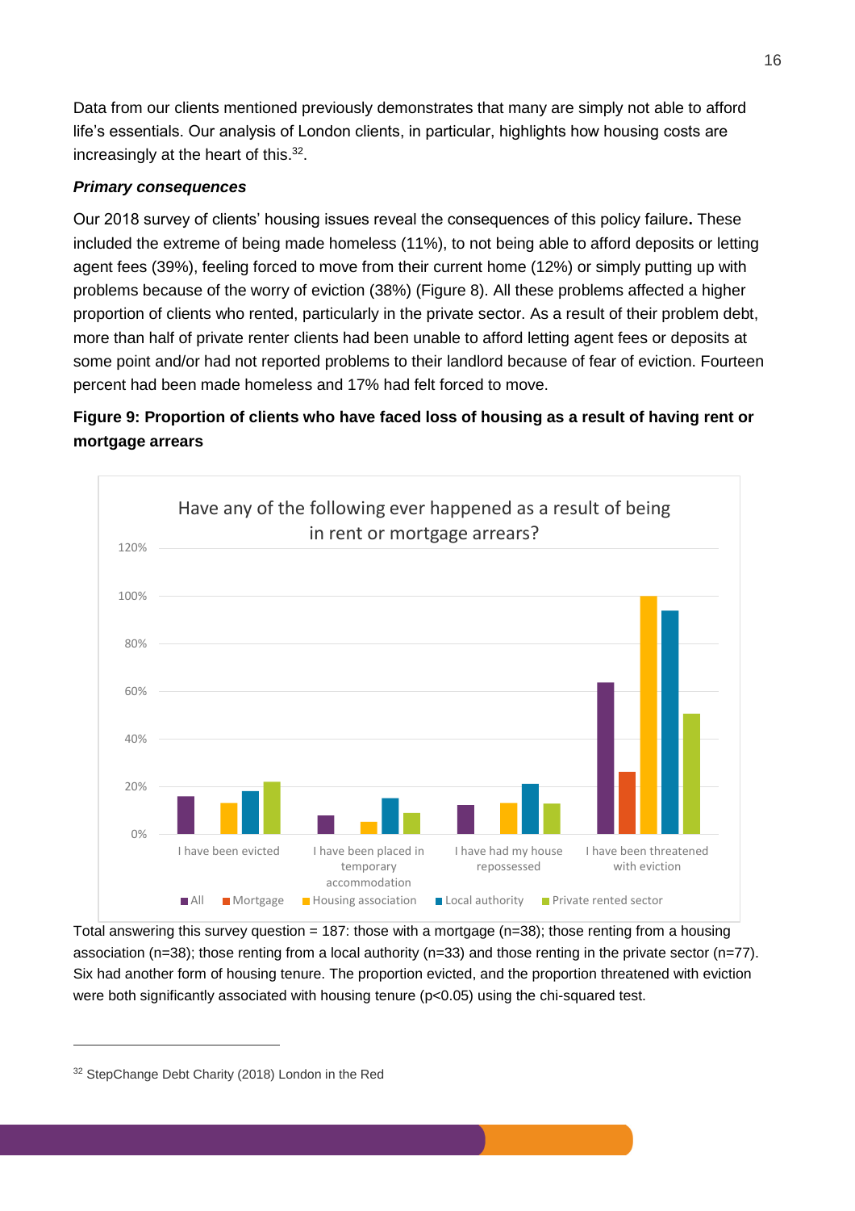Data from our clients mentioned previously demonstrates that many are simply not able to afford life's essentials. Our analysis of London clients, in particular, highlights how housing costs are increasingly at the heart of this.[32].

***Primary consequences***

Our 2018 survey of clients' housing issues reveal the consequences of this policy failure**.** These included the extreme of being made homeless (11%), to not being able to afford deposits or letting agent fees (39%), feeling forced to move from their current home (12%) or simply putting up with problems because of the worry of eviction (38%) (Figure 8). All these problems affected a higher proportion of clients who rented, particularly in the private sector. As a result of their problem debt, more than half of private renter clients had been unable to afford letting agent fees or deposits at some point and/or had not reported problems to their landlord because of fear of eviction. Fourteen percent had been made homeless and 17% had felt forced to move.

**Figure 9: Proportion of clients who have faced loss of housing as a result of having rent or mortgage arrears**

Have any of the following ever happened as a result of being in rent or mortgage arrears?

Total answering this survey question = 187: those with a mortgage (n=38); those renting from a housing association (n=38); those renting from a local authority (n=33) and those renting in the private sector (n=77). Six had another form of housing tenure. The proportion evicted, and the proportion threatened with eviction were both significantly associated with housing tenure ($p<0.05$) using the chi-squared test.

[32] StepChange Debt Charity (2018) London in the Red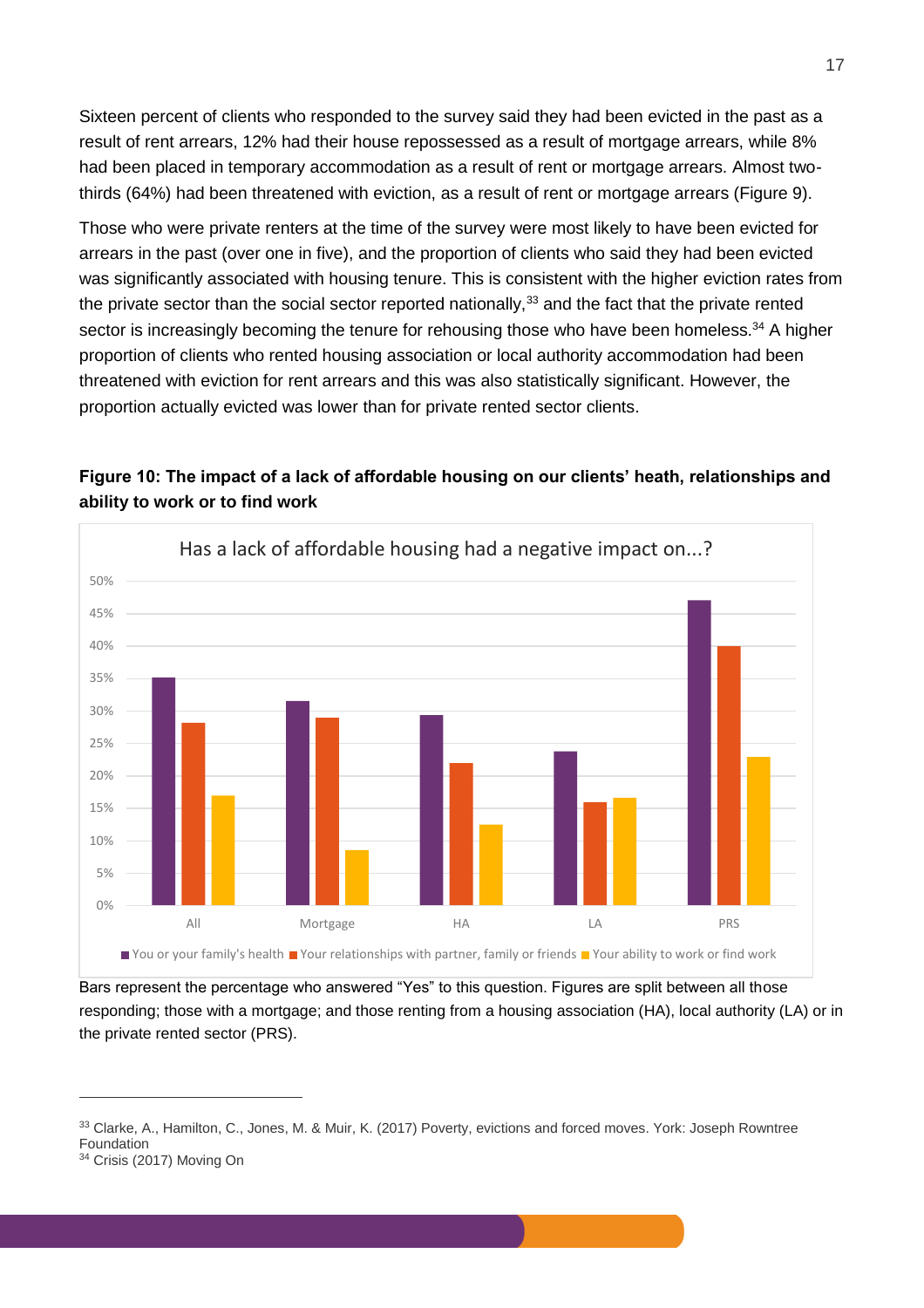Sixteen percent of clients who responded to the survey said they had been evicted in the past as a result of rent arrears, 12% had their house repossessed as a result of mortgage arrears, while 8% had been placed in temporary accommodation as a result of rent or mortgage arrears. Almost two-thirds (64%) had been threatened with eviction, as a result of rent or mortgage arrears (Figure 9).

Those who were private renters at the time of the survey were most likely to have been evicted for arrears in the past (over one in five), and the proportion of clients who said they had been evicted was significantly associated with housing tenure. This is consistent with the higher eviction rates from the private sector than the social sector reported nationally,[33] and the fact that the private rented sector is increasingly becoming the tenure for rehousing those who have been homeless.[34] A higher proportion of clients who rented housing association or local authority accommodation had been threatened with eviction for rent arrears and this was also statistically significant. However, the proportion actually evicted was lower than for private rented sector clients.

**Figure 10: The impact of a lack of affordable housing on our clients' heath, relationships and ability to work or to find work**

Has a lack of affordable housing had a negative impact on...?

| | You or your family's health | Your relationships with partner, family or friends | Your ability to work or find work |
|---|---|---|---|
| All | 35% | 28% | 17% |
| Mortgage | 31.5% | 29% | 8.5% |
| HA | 29% | 22% | 12.5% |
| LA | 24% | 16% | 16.5% |
| PRS | 47% | 40% | 23% |

Bars represent the percentage who answered "Yes" to this question. Figures are split between all those responding; those with a mortgage; and those renting from a housing association (HA), local authority (LA) or in the private rented sector (PRS).

---

[33] Clarke, A., Hamilton, C., Jones, M. & Muir, K. (2017) Poverty, evictions and forced moves. York: Joseph Rowntree Foundation

[34] Crisis (2017) Moving On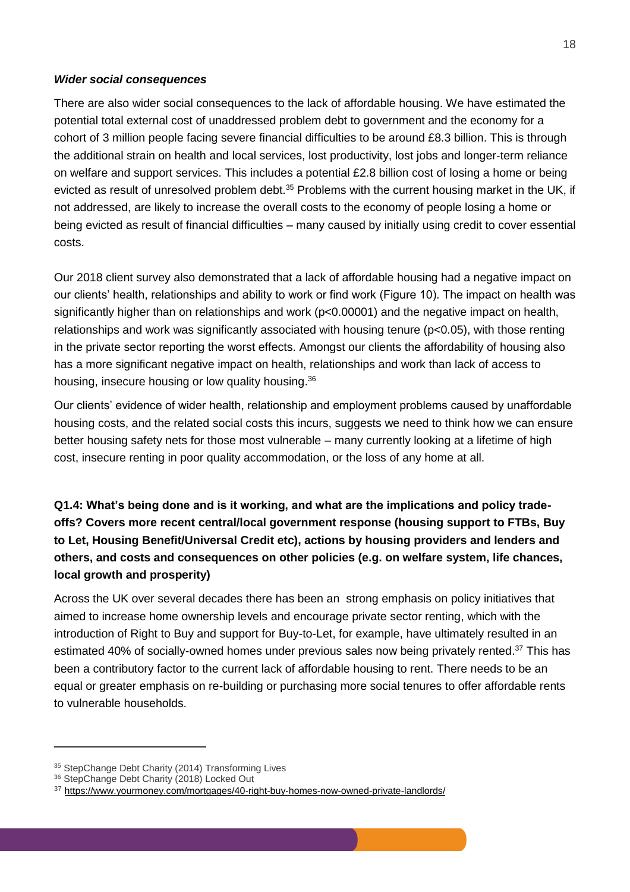### *Wider social consequences*

There are also wider social consequences to the lack of affordable housing. We have estimated the potential total external cost of unaddressed problem debt to government and the economy for a cohort of 3 million people facing severe financial difficulties to be around £8.3 billion. This is through the additional strain on health and local services, lost productivity, lost jobs and longer-term reliance on welfare and support services. This includes a potential £2.8 billion cost of losing a home or being evicted as result of unresolved problem debt.[35] Problems with the current housing market in the UK, if not addressed, are likely to increase the overall costs to the economy of people losing a home or being evicted as result of financial difficulties – many caused by initially using credit to cover essential costs.

Our 2018 client survey also demonstrated that a lack of affordable housing had a negative impact on our clients' health, relationships and ability to work or find work (Figure 10). The impact on health was significantly higher than on relationships and work ($p<0.00001$) and the negative impact on health, relationships and work was significantly associated with housing tenure ($p<0.05$), with those renting in the private sector reporting the worst effects. Amongst our clients the affordability of housing also has a more significant negative impact on health, relationships and work than lack of access to housing, insecure housing or low quality housing.[36]

Our clients' evidence of wider health, relationship and employment problems caused by unaffordable housing costs, and the related social costs this incurs, suggests we need to think how we can ensure better housing safety nets for those most vulnerable – many currently looking at a lifetime of high cost, insecure renting in poor quality accommodation, or the loss of any home at all.

### Q1.4: What's being done and is it working, and what are the implications and policy trade-offs? Covers more recent central/local government response (housing support to FTBs, Buy to Let, Housing Benefit/Universal Credit etc), actions by housing providers and lenders and others, and costs and consequences on other policies (e.g. on welfare system, life chances, local growth and prosperity)

Across the UK over several decades there has been an strong emphasis on policy initiatives that aimed to increase home ownership levels and encourage private sector renting, which with the introduction of Right to Buy and support for Buy-to-Let, for example, have ultimately resulted in an estimated 40% of socially-owned homes under previous sales now being privately rented.[37] This has been a contributory factor to the current lack of affordable housing to rent. There needs to be an equal or greater emphasis on re-building or purchasing more social tenures to offer affordable rents to vulnerable households.

---

[35] StepChange Debt Charity (2014) Transforming Lives

[36] StepChange Debt Charity (2018) Locked Out

[37] https://www.yourmoney.com/mortgages/40-right-buy-homes-now-owned-private-landlords/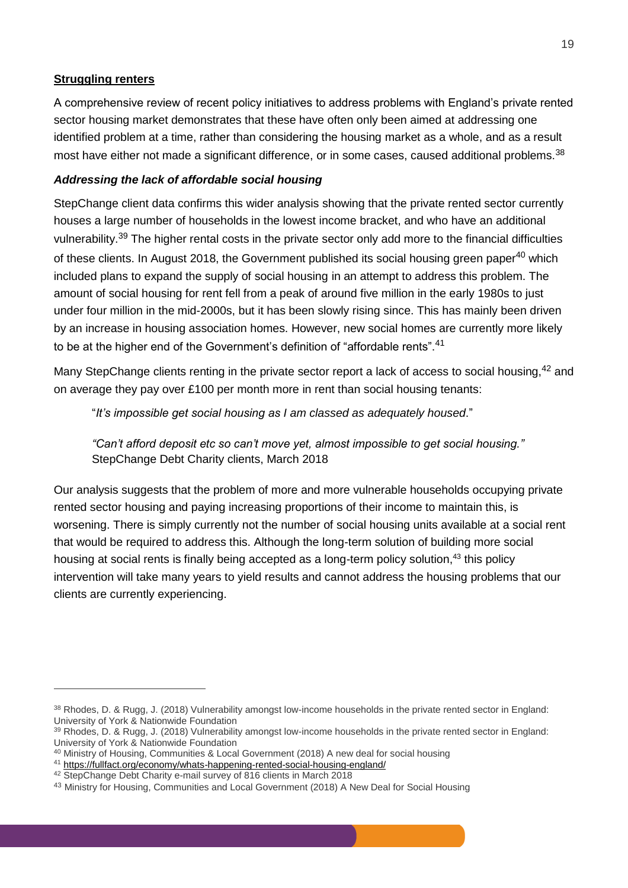**Struggling renters**

A comprehensive review of recent policy initiatives to address problems with England's private rented sector housing market demonstrates that these have often only been aimed at addressing one identified problem at a time, rather than considering the housing market as a whole, and as a result most have either not made a significant difference, or in some cases, caused additional problems.[38]

***Addressing the lack of affordable social housing***

StepChange client data confirms this wider analysis showing that the private rented sector currently houses a large number of households in the lowest income bracket, and who have an additional vulnerability.[39] The higher rental costs in the private sector only add more to the financial difficulties of these clients. In August 2018, the Government published its social housing green paper[40] which included plans to expand the supply of social housing in an attempt to address this problem. The amount of social housing for rent fell from a peak of around five million in the early 1980s to just under four million in the mid-2000s, but it has been slowly rising since. This has mainly been driven by an increase in housing association homes. However, new social homes are currently more likely to be at the higher end of the Government's definition of "affordable rents".[41]

Many StepChange clients renting in the private sector report a lack of access to social housing,[42] and on average they pay over £100 per month more in rent than social housing tenants:

> "*It's impossible get social housing as I am classed as adequately housed*."
>
> *"Can't afford deposit etc so can't move yet, almost impossible to get social housing."*
> StepChange Debt Charity clients, March 2018

Our analysis suggests that the problem of more and more vulnerable households occupying private rented sector housing and paying increasing proportions of their income to maintain this, is worsening. There is simply currently not the number of social housing units available at a social rent that would be required to address this. Although the long-term solution of building more social housing at social rents is finally being accepted as a long-term policy solution,[43] this policy intervention will take many years to yield results and cannot address the housing problems that our clients are currently experiencing.

---

[38] Rhodes, D. & Rugg, J. (2018) Vulnerability amongst low-income households in the private rented sector in England: University of York & Nationwide Foundation

[39] Rhodes, D. & Rugg, J. (2018) Vulnerability amongst low-income households in the private rented sector in England: University of York & Nationwide Foundation

[40] Ministry of Housing, Communities & Local Government (2018) A new deal for social housing

[41] https://fullfact.org/economy/whats-happening-rented-social-housing-england/

[42] StepChange Debt Charity e-mail survey of 816 clients in March 2018

[43] Ministry for Housing, Communities and Local Government (2018) A New Deal for Social Housing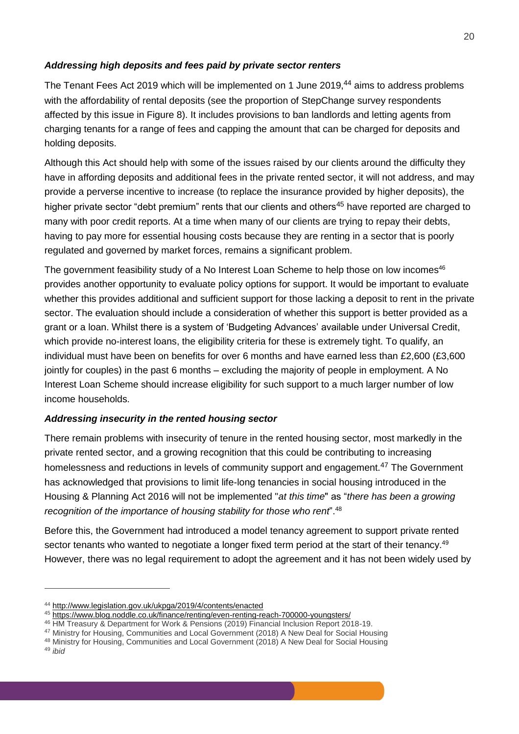***Addressing high deposits and fees paid by private sector renters***

The Tenant Fees Act 2019 which will be implemented on 1 June 2019,[44] aims to address problems with the affordability of rental deposits (see the proportion of StepChange survey respondents affected by this issue in Figure 8). It includes provisions to ban landlords and letting agents from charging tenants for a range of fees and capping the amount that can be charged for deposits and holding deposits.

Although this Act should help with some of the issues raised by our clients around the difficulty they have in affording deposits and additional fees in the private rented sector, it will not address, and may provide a perverse incentive to increase (to replace the insurance provided by higher deposits), the higher private sector "debt premium" rents that our clients and others[45] have reported are charged to many with poor credit reports. At a time when many of our clients are trying to repay their debts, having to pay more for essential housing costs because they are renting in a sector that is poorly regulated and governed by market forces, remains a significant problem.

The government feasibility study of a No Interest Loan Scheme to help those on low incomes[46] provides another opportunity to evaluate policy options for support. It would be important to evaluate whether this provides additional and sufficient support for those lacking a deposit to rent in the private sector. The evaluation should include a consideration of whether this support is better provided as a grant or a loan. Whilst there is a system of 'Budgeting Advances' available under Universal Credit, which provide no-interest loans, the eligibility criteria for these is extremely tight. To qualify, an individual must have been on benefits for over 6 months and have earned less than £2,600 (£3,600 jointly for couples) in the past 6 months – excluding the majority of people in employment. A No Interest Loan Scheme should increase eligibility for such support to a much larger number of low income households.

***Addressing insecurity in the rented housing sector***

There remain problems with insecurity of tenure in the rented housing sector, most markedly in the private rented sector, and a growing recognition that this could be contributing to increasing homelessness and reductions in levels of community support and engagement.[47] The Government has acknowledged that provisions to limit life-long tenancies in social housing introduced in the Housing & Planning Act 2016 will not be implemented "*at this time*" as "*there has been a growing recognition of the importance of housing stability for those who rent*".[48]

Before this, the Government had introduced a model tenancy agreement to support private rented sector tenants who wanted to negotiate a longer fixed term period at the start of their tenancy.[49] However, there was no legal requirement to adopt the agreement and it has not been widely used by

---

[44] http://www.legislation.gov.uk/ukpga/2019/4/contents/enacted

[45] https://www.blog.noddle.co.uk/finance/renting/even-renting-reach-700000-youngsters/

[46] HM Treasury & Department for Work & Pensions (2019) Financial Inclusion Report 2018-19.

[47] Ministry for Housing, Communities and Local Government (2018) A New Deal for Social Housing

[48] Ministry for Housing, Communities and Local Government (2018) A New Deal for Social Housing

[49] *ibid*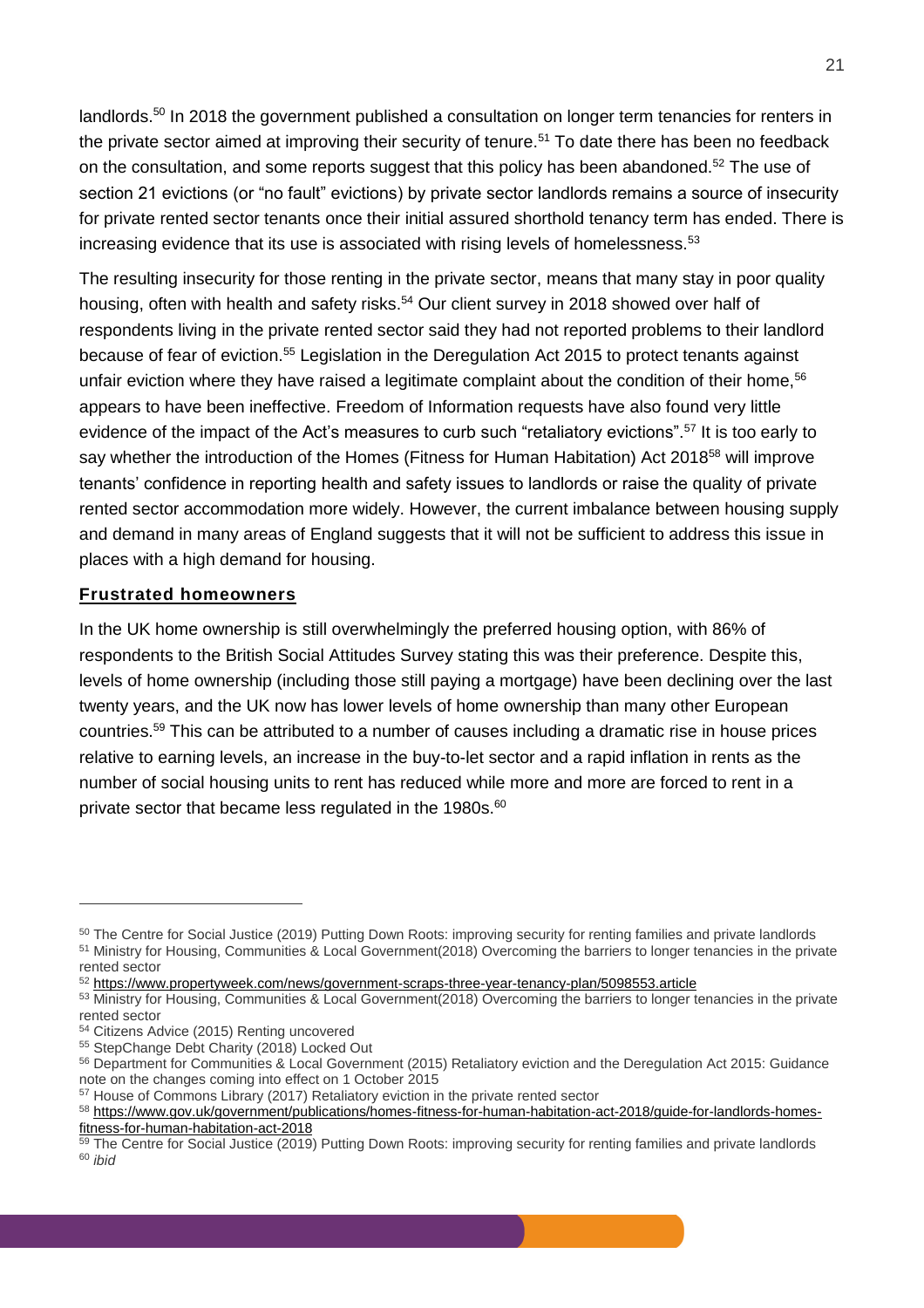landlords.[50] In 2018 the government published a consultation on longer term tenancies for renters in the private sector aimed at improving their security of tenure.[51] To date there has been no feedback on the consultation, and some reports suggest that this policy has been abandoned.[52] The use of section 21 evictions (or "no fault" evictions) by private sector landlords remains a source of insecurity for private rented sector tenants once their initial assured shorthold tenancy term has ended. There is increasing evidence that its use is associated with rising levels of homelessness.[53]

The resulting insecurity for those renting in the private sector, means that many stay in poor quality housing, often with health and safety risks.[54] Our client survey in 2018 showed over half of respondents living in the private rented sector said they had not reported problems to their landlord because of fear of eviction.[55] Legislation in the Deregulation Act 2015 to protect tenants against unfair eviction where they have raised a legitimate complaint about the condition of their home,[56] appears to have been ineffective. Freedom of Information requests have also found very little evidence of the impact of the Act's measures to curb such "retaliatory evictions".[57] It is too early to say whether the introduction of the Homes (Fitness for Human Habitation) Act 2018[58] will improve tenants' confidence in reporting health and safety issues to landlords or raise the quality of private rented sector accommodation more widely. However, the current imbalance between housing supply and demand in many areas of England suggests that it will not be sufficient to address this issue in places with a high demand for housing.

## Frustrated homeowners

In the UK home ownership is still overwhelmingly the preferred housing option, with 86% of respondents to the British Social Attitudes Survey stating this was their preference. Despite this, levels of home ownership (including those still paying a mortgage) have been declining over the last twenty years, and the UK now has lower levels of home ownership than many other European countries.[59] This can be attributed to a number of causes including a dramatic rise in house prices relative to earning levels, an increase in the buy-to-let sector and a rapid inflation in rents as the number of social housing units to rent has reduced while more and more are forced to rent in a private sector that became less regulated in the 1980s.[60]

---

[50] The Centre for Social Justice (2019) Putting Down Roots: improving security for renting families and private landlords

[51] Ministry for Housing, Communities & Local Government(2018) Overcoming the barriers to longer tenancies in the private rented sector

[52] https://www.propertyweek.com/news/government-scraps-three-year-tenancy-plan/5098553.article

[53] Ministry for Housing, Communities & Local Government(2018) Overcoming the barriers to longer tenancies in the private rented sector

[54] Citizens Advice (2015) Renting uncovered

[55] StepChange Debt Charity (2018) Locked Out

[56] Department for Communities & Local Government (2015) Retaliatory eviction and the Deregulation Act 2015: Guidance note on the changes coming into effect on 1 October 2015

[57] House of Commons Library (2017) Retaliatory eviction in the private rented sector

[58] https://www.gov.uk/government/publications/homes-fitness-for-human-habitation-act-2018/guide-for-landlords-homes-fitness-for-human-habitation-act-2018

[59] The Centre for Social Justice (2019) Putting Down Roots: improving security for renting families and private landlords

[60] *ibid*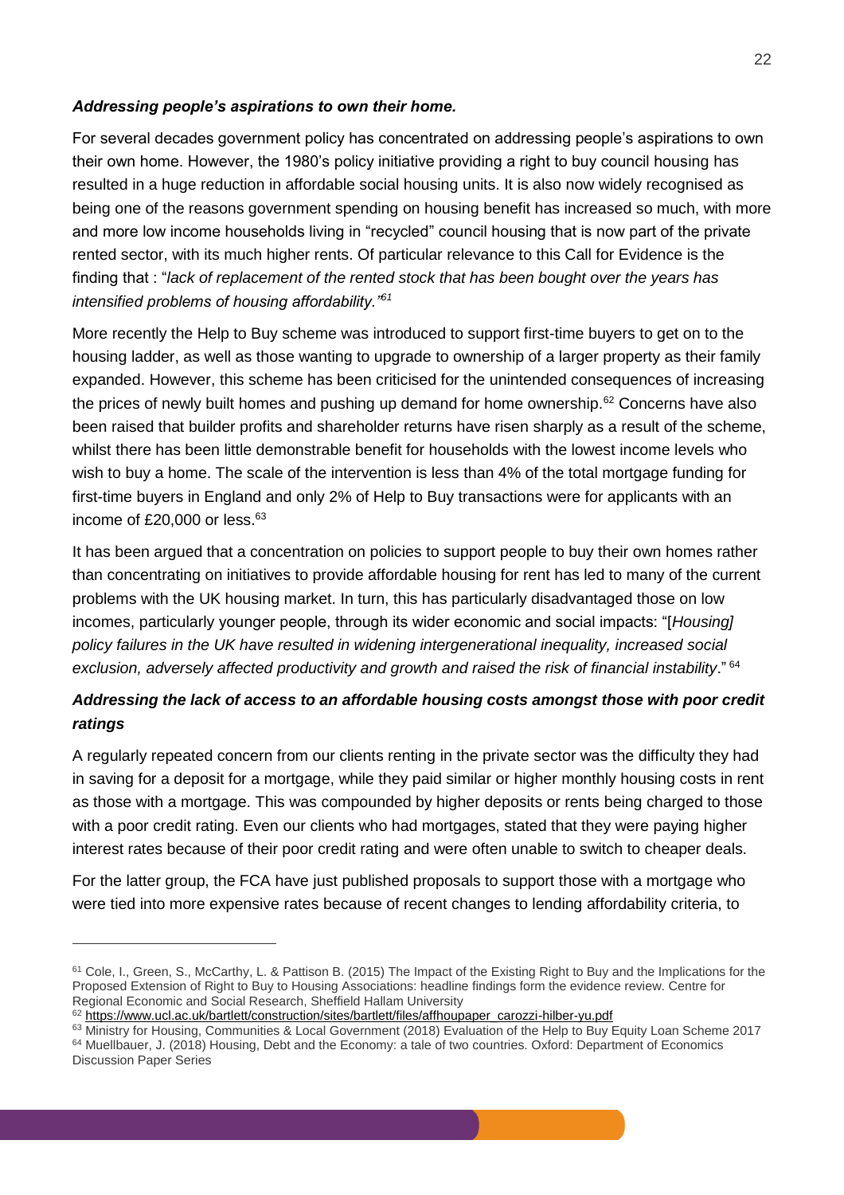### *Addressing people's aspirations to own their home.*

For several decades government policy has concentrated on addressing people's aspirations to own their own home. However, the 1980's policy initiative providing a right to buy council housing has resulted in a huge reduction in affordable social housing units. It is also now widely recognised as being one of the reasons government spending on housing benefit has increased so much, with more and more low income households living in "recycled" council housing that is now part of the private rented sector, with its much higher rents. Of particular relevance to this Call for Evidence is the finding that : "*lack of replacement of the rented stock that has been bought over the years has intensified problems of housing affordability.*"[61]

More recently the Help to Buy scheme was introduced to support first-time buyers to get on to the housing ladder, as well as those wanting to upgrade to ownership of a larger property as their family expanded. However, this scheme has been criticised for the unintended consequences of increasing the prices of newly built homes and pushing up demand for home ownership.[62] Concerns have also been raised that builder profits and shareholder returns have risen sharply as a result of the scheme, whilst there has been little demonstrable benefit for households with the lowest income levels who wish to buy a home. The scale of the intervention is less than 4% of the total mortgage funding for first-time buyers in England and only 2% of Help to Buy transactions were for applicants with an income of £20,000 or less.[63]

It has been argued that a concentration on policies to support people to buy their own homes rather than concentrating on initiatives to provide affordable housing for rent has led to many of the current problems with the UK housing market. In turn, this has particularly disadvantaged those on low incomes, particularly younger people, through its wider economic and social impacts: "[*Housing] policy failures in the UK have resulted in widening intergenerational inequality, increased social exclusion, adversely affected productivity and growth and raised the risk of financial instability*."[64]

### *Addressing the lack of access to an affordable housing costs amongst those with poor credit ratings*

A regularly repeated concern from our clients renting in the private sector was the difficulty they had in saving for a deposit for a mortgage, while they paid similar or higher monthly housing costs in rent as those with a mortgage. This was compounded by higher deposits or rents being charged to those with a poor credit rating. Even our clients who had mortgages, stated that they were paying higher interest rates because of their poor credit rating and were often unable to switch to cheaper deals.

For the latter group, the FCA have just published proposals to support those with a mortgage who were tied into more expensive rates because of recent changes to lending affordability criteria, to

---

[61] Cole, I., Green, S., McCarthy, L. & Pattison B. (2015) The Impact of the Existing Right to Buy and the Implications for the Proposed Extension of Right to Buy to Housing Associations: headline findings form the evidence review. Centre for Regional Economic and Social Research, Sheffield Hallam University

[62] https://www.ucl.ac.uk/bartlett/construction/sites/bartlett/files/affhoupaper_carozzi-hilber-yu.pdf

[63] Ministry for Housing, Communities & Local Government (2018) Evaluation of the Help to Buy Equity Loan Scheme 2017

[64] Muellbauer, J. (2018) Housing, Debt and the Economy: a tale of two countries. Oxford: Department of Economics Discussion Paper Series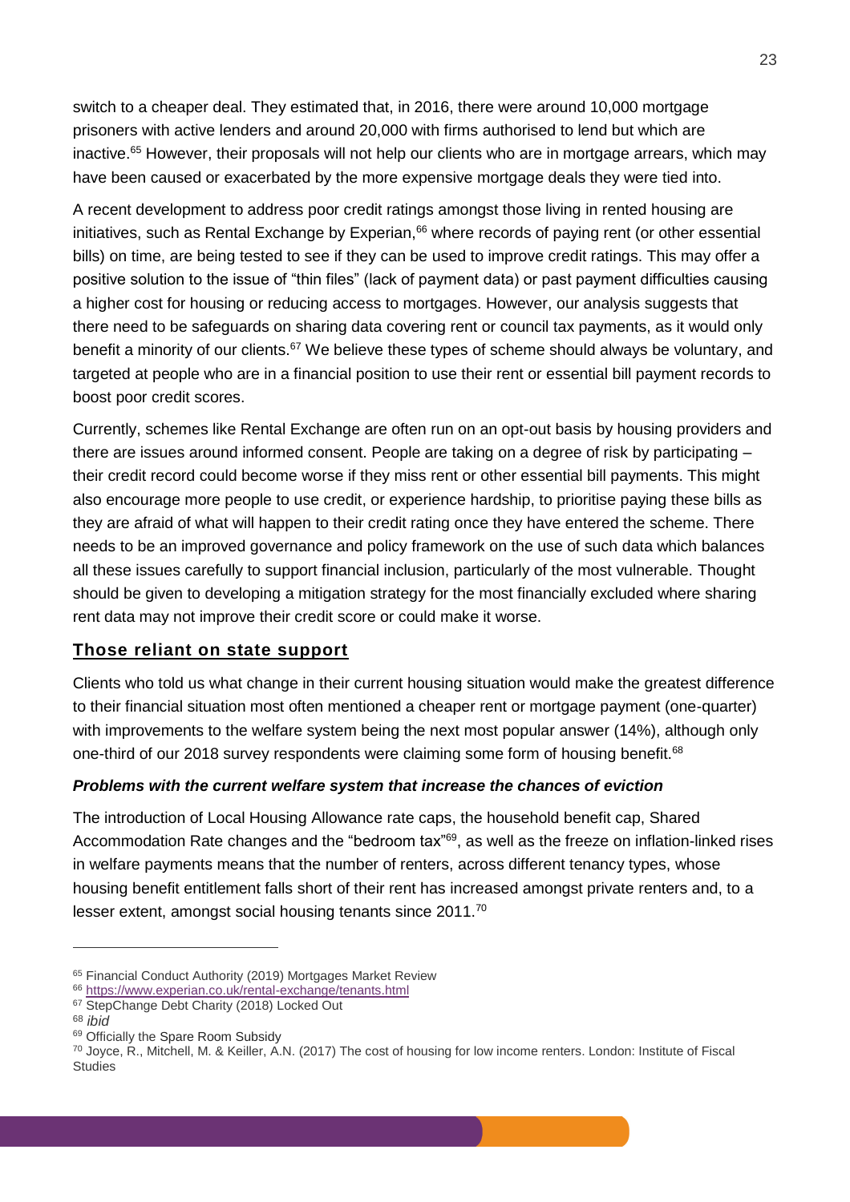switch to a cheaper deal. They estimated that, in 2016, there were around 10,000 mortgage prisoners with active lenders and around 20,000 with firms authorised to lend but which are inactive.[65] However, their proposals will not help our clients who are in mortgage arrears, which may have been caused or exacerbated by the more expensive mortgage deals they were tied into.

A recent development to address poor credit ratings amongst those living in rented housing are initiatives, such as Rental Exchange by Experian,[66] where records of paying rent (or other essential bills) on time, are being tested to see if they can be used to improve credit ratings. This may offer a positive solution to the issue of "thin files" (lack of payment data) or past payment difficulties causing a higher cost for housing or reducing access to mortgages. However, our analysis suggests that there need to be safeguards on sharing data covering rent or council tax payments, as it would only benefit a minority of our clients.[67] We believe these types of scheme should always be voluntary, and targeted at people who are in a financial position to use their rent or essential bill payment records to boost poor credit scores.

Currently, schemes like Rental Exchange are often run on an opt-out basis by housing providers and there are issues around informed consent. People are taking on a degree of risk by participating – their credit record could become worse if they miss rent or other essential bill payments. This might also encourage more people to use credit, or experience hardship, to prioritise paying these bills as they are afraid of what will happen to their credit rating once they have entered the scheme. There needs to be an improved governance and policy framework on the use of such data which balances all these issues carefully to support financial inclusion, particularly of the most vulnerable. Thought should be given to developing a mitigation strategy for the most financially excluded where sharing rent data may not improve their credit score or could make it worse.

## Those reliant on state support

Clients who told us what change in their current housing situation would make the greatest difference to their financial situation most often mentioned a cheaper rent or mortgage payment (one-quarter) with improvements to the welfare system being the next most popular answer (14%), although only one-third of our 2018 survey respondents were claiming some form of housing benefit.[68]

### *Problems with the current welfare system that increase the chances of eviction*

The introduction of Local Housing Allowance rate caps, the household benefit cap, Shared Accommodation Rate changes and the "bedroom tax"[69], as well as the freeze on inflation-linked rises in welfare payments means that the number of renters, across different tenancy types, whose housing benefit entitlement falls short of their rent has increased amongst private renters and, to a lesser extent, amongst social housing tenants since 2011.[70]

---

[65] Financial Conduct Authority (2019) Mortgages Market Review

[66] https://www.experian.co.uk/rental-exchange/tenants.html

[67] StepChange Debt Charity (2018) Locked Out

[68] *ibid*

[69] Officially the Spare Room Subsidy

[70] Joyce, R., Mitchell, M. & Keiller, A.N. (2017) The cost of housing for low income renters. London: Institute of Fiscal Studies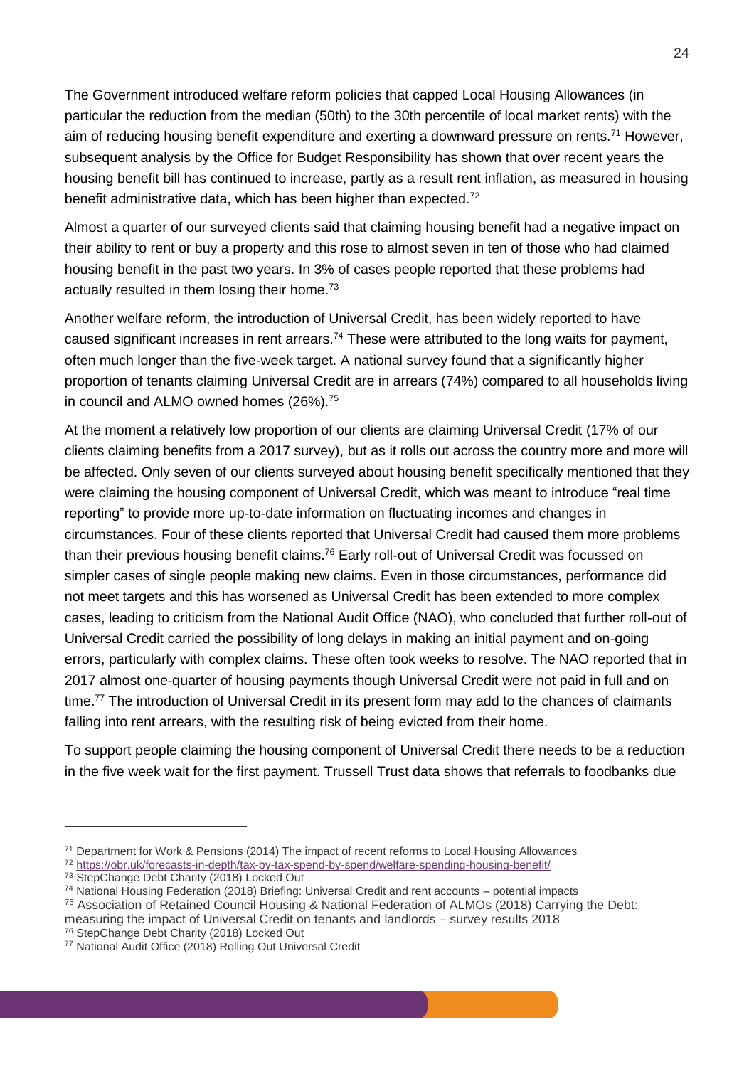The Government introduced welfare reform policies that capped Local Housing Allowances (in particular the reduction from the median (50th) to the 30th percentile of local market rents) with the aim of reducing housing benefit expenditure and exerting a downward pressure on rents.[71] However, subsequent analysis by the Office for Budget Responsibility has shown that over recent years the housing benefit bill has continued to increase, partly as a result rent inflation, as measured in housing benefit administrative data, which has been higher than expected.[72]

Almost a quarter of our surveyed clients said that claiming housing benefit had a negative impact on their ability to rent or buy a property and this rose to almost seven in ten of those who had claimed housing benefit in the past two years. In 3% of cases people reported that these problems had actually resulted in them losing their home.[73]

Another welfare reform, the introduction of Universal Credit, has been widely reported to have caused significant increases in rent arrears.[74] These were attributed to the long waits for payment, often much longer than the five-week target. A national survey found that a significantly higher proportion of tenants claiming Universal Credit are in arrears (74%) compared to all households living in council and ALMO owned homes (26%).[75]

At the moment a relatively low proportion of our clients are claiming Universal Credit (17% of our clients claiming benefits from a 2017 survey), but as it rolls out across the country more and more will be affected. Only seven of our clients surveyed about housing benefit specifically mentioned that they were claiming the housing component of Universal Credit, which was meant to introduce "real time reporting" to provide more up-to-date information on fluctuating incomes and changes in circumstances. Four of these clients reported that Universal Credit had caused them more problems than their previous housing benefit claims.[76] Early roll-out of Universal Credit was focussed on simpler cases of single people making new claims. Even in those circumstances, performance did not meet targets and this has worsened as Universal Credit has been extended to more complex cases, leading to criticism from the National Audit Office (NAO), who concluded that further roll-out of Universal Credit carried the possibility of long delays in making an initial payment and on-going errors, particularly with complex claims. These often took weeks to resolve. The NAO reported that in 2017 almost one-quarter of housing payments though Universal Credit were not paid in full and on time.[77] The introduction of Universal Credit in its present form may add to the chances of claimants falling into rent arrears, with the resulting risk of being evicted from their home.

To support people claiming the housing component of Universal Credit there needs to be a reduction in the five week wait for the first payment. Trussell Trust data shows that referrals to foodbanks due

---

[71] Department for Work & Pensions (2014) The impact of recent reforms to Local Housing Allowances

[72] https://obr.uk/forecasts-in-depth/tax-by-tax-spend-by-spend/welfare-spending-housing-benefit/

[73] StepChange Debt Charity (2018) Locked Out

[74] National Housing Federation (2018) Briefing: Universal Credit and rent accounts – potential impacts

[75] Association of Retained Council Housing & National Federation of ALMOs (2018) Carrying the Debt: measuring the impact of Universal Credit on tenants and landlords – survey results 2018

[76] StepChange Debt Charity (2018) Locked Out

[77] National Audit Office (2018) Rolling Out Universal Credit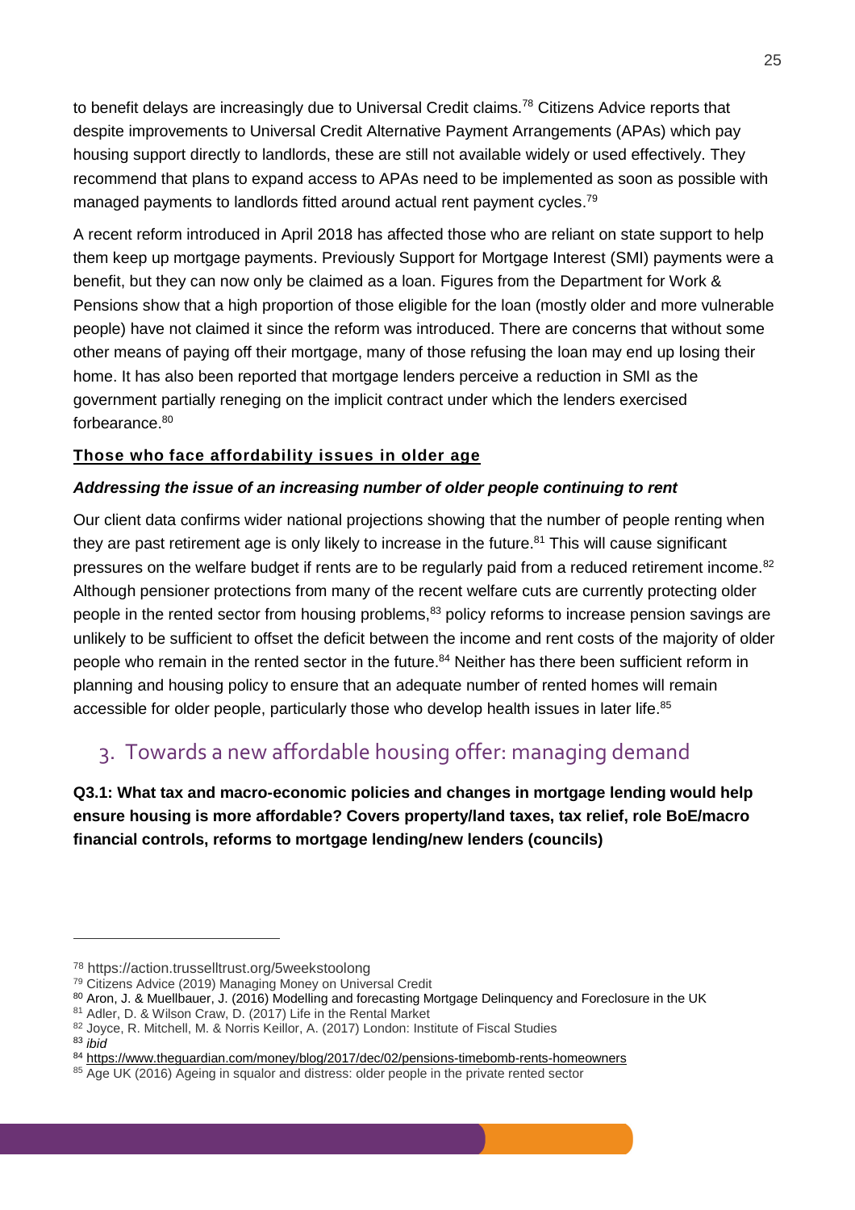to benefit delays are increasingly due to Universal Credit claims.[78] Citizens Advice reports that despite improvements to Universal Credit Alternative Payment Arrangements (APAs) which pay housing support directly to landlords, these are still not available widely or used effectively. They recommend that plans to expand access to APAs need to be implemented as soon as possible with managed payments to landlords fitted around actual rent payment cycles.[79]

A recent reform introduced in April 2018 has affected those who are reliant on state support to help them keep up mortgage payments. Previously Support for Mortgage Interest (SMI) payments were a benefit, but they can now only be claimed as a loan. Figures from the Department for Work & Pensions show that a high proportion of those eligible for the loan (mostly older and more vulnerable people) have not claimed it since the reform was introduced. There are concerns that without some other means of paying off their mortgage, many of those refusing the loan may end up losing their home. It has also been reported that mortgage lenders perceive a reduction in SMI as the government partially reneging on the implicit contract under which the lenders exercised forbearance.[80]

#### <u>Those who face affordability issues in older age</u>

***Addressing the issue of an increasing number of older people continuing to rent***

Our client data confirms wider national projections showing that the number of people renting when they are past retirement age is only likely to increase in the future.[81] This will cause significant pressures on the welfare budget if rents are to be regularly paid from a reduced retirement income.[82] Although pensioner protections from many of the recent welfare cuts are currently protecting older people in the rented sector from housing problems,[83] policy reforms to increase pension savings are unlikely to be sufficient to offset the deficit between the income and rent costs of the majority of older people who remain in the rented sector in the future.[84] Neither has there been sufficient reform in planning and housing policy to ensure that an adequate number of rented homes will remain accessible for older people, particularly those who develop health issues in later life.[85]

## 3. Towards a new affordable housing offer: managing demand

**Q3.1: What tax and macro-economic policies and changes in mortgage lending would help ensure housing is more affordable? Covers property/land taxes, tax relief, role BoE/macro financial controls, reforms to mortgage lending/new lenders (councils)**

---

[78] https://action.trusselltrust.org/5weekstoolong
[79] Citizens Advice (2019) Managing Money on Universal Credit
[80] Aron, J. & Muellbauer, J. (2016) Modelling and forecasting Mortgage Delinquency and Foreclosure in the UK
[81] Adler, D. & Wilson Craw, D. (2017) Life in the Rental Market
[82] Joyce, R. Mitchell, M. & Norris Keillor, A. (2017) London: Institute of Fiscal Studies
[83] *ibid*
[84] https://www.theguardian.com/money/blog/2017/dec/02/pensions-timebomb-rents-homeowners
[85] Age UK (2016) Ageing in squalor and distress: older people in the private rented sector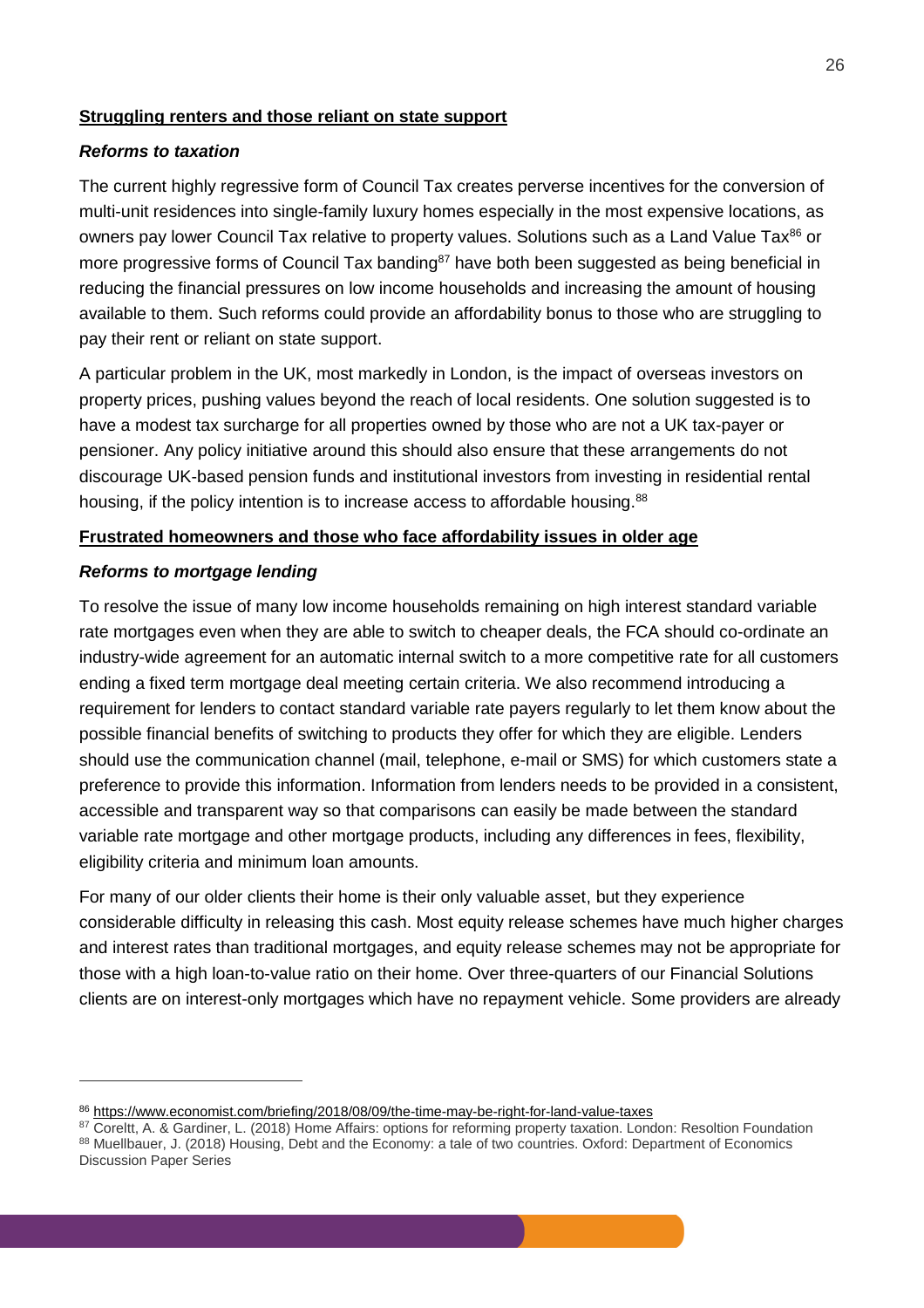**Struggling renters and those reliant on state support**

***Reforms to taxation***

The current highly regressive form of Council Tax creates perverse incentives for the conversion of multi-unit residences into single-family luxury homes especially in the most expensive locations, as owners pay lower Council Tax relative to property values. Solutions such as a Land Value Tax[86] or more progressive forms of Council Tax banding[87] have both been suggested as being beneficial in reducing the financial pressures on low income households and increasing the amount of housing available to them. Such reforms could provide an affordability bonus to those who are struggling to pay their rent or reliant on state support.

A particular problem in the UK, most markedly in London, is the impact of overseas investors on property prices, pushing values beyond the reach of local residents. One solution suggested is to have a modest tax surcharge for all properties owned by those who are not a UK tax-payer or pensioner. Any policy initiative around this should also ensure that these arrangements do not discourage UK-based pension funds and institutional investors from investing in residential rental housing, if the policy intention is to increase access to affordable housing.[88]

**Frustrated homeowners and those who face affordability issues in older age**

***Reforms to mortgage lending***

To resolve the issue of many low income households remaining on high interest standard variable rate mortgages even when they are able to switch to cheaper deals, the FCA should co-ordinate an industry-wide agreement for an automatic internal switch to a more competitive rate for all customers ending a fixed term mortgage deal meeting certain criteria. We also recommend introducing a requirement for lenders to contact standard variable rate payers regularly to let them know about the possible financial benefits of switching to products they offer for which they are eligible. Lenders should use the communication channel (mail, telephone, e-mail or SMS) for which customers state a preference to provide this information. Information from lenders needs to be provided in a consistent, accessible and transparent way so that comparisons can easily be made between the standard variable rate mortgage and other mortgage products, including any differences in fees, flexibility, eligibility criteria and minimum loan amounts.

For many of our older clients their home is their only valuable asset, but they experience considerable difficulty in releasing this cash. Most equity release schemes have much higher charges and interest rates than traditional mortgages, and equity release schemes may not be appropriate for those with a high loan-to-value ratio on their home. Over three-quarters of our Financial Solutions clients are on interest-only mortgages which have no repayment vehicle. Some providers are already

---

[86] https://www.economist.com/briefing/2018/08/09/the-time-may-be-right-for-land-value-taxes

[87] Coreltt, A. & Gardiner, L. (2018) Home Affairs: options for reforming property taxation. London: Resoltion Foundation

[88] Muellbauer, J. (2018) Housing, Debt and the Economy: a tale of two countries. Oxford: Department of Economics Discussion Paper Series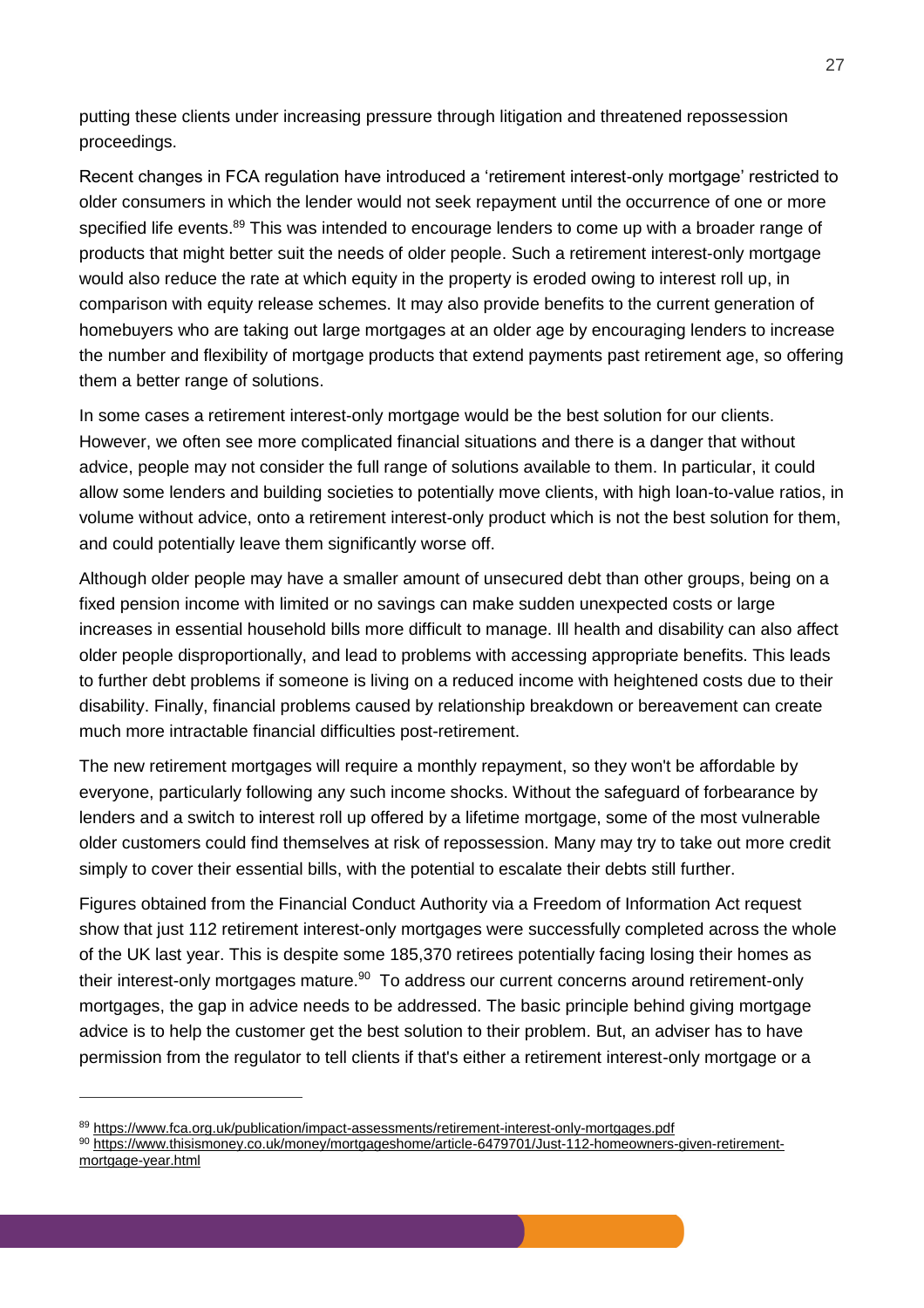putting these clients under increasing pressure through litigation and threatened repossession proceedings.

Recent changes in FCA regulation have introduced a 'retirement interest-only mortgage' restricted to older consumers in which the lender would not seek repayment until the occurrence of one or more specified life events.[89] This was intended to encourage lenders to come up with a broader range of products that might better suit the needs of older people. Such a retirement interest-only mortgage would also reduce the rate at which equity in the property is eroded owing to interest roll up, in comparison with equity release schemes. It may also provide benefits to the current generation of homebuyers who are taking out large mortgages at an older age by encouraging lenders to increase the number and flexibility of mortgage products that extend payments past retirement age, so offering them a better range of solutions.

In some cases a retirement interest-only mortgage would be the best solution for our clients. However, we often see more complicated financial situations and there is a danger that without advice, people may not consider the full range of solutions available to them. In particular, it could allow some lenders and building societies to potentially move clients, with high loan-to-value ratios, in volume without advice, onto a retirement interest-only product which is not the best solution for them, and could potentially leave them significantly worse off.

Although older people may have a smaller amount of unsecured debt than other groups, being on a fixed pension income with limited or no savings can make sudden unexpected costs or large increases in essential household bills more difficult to manage. Ill health and disability can also affect older people disproportionally, and lead to problems with accessing appropriate benefits. This leads to further debt problems if someone is living on a reduced income with heightened costs due to their disability. Finally, financial problems caused by relationship breakdown or bereavement can create much more intractable financial difficulties post-retirement.

The new retirement mortgages will require a monthly repayment, so they won't be affordable by everyone, particularly following any such income shocks. Without the safeguard of forbearance by lenders and a switch to interest roll up offered by a lifetime mortgage, some of the most vulnerable older customers could find themselves at risk of repossession. Many may try to take out more credit simply to cover their essential bills, with the potential to escalate their debts still further.

Figures obtained from the Financial Conduct Authority via a Freedom of Information Act request show that just 112 retirement interest-only mortgages were successfully completed across the whole of the UK last year. This is despite some 185,370 retirees potentially facing losing their homes as their interest-only mortgages mature.[90] To address our current concerns around retirement-only mortgages, the gap in advice needs to be addressed. The basic principle behind giving mortgage advice is to help the customer get the best solution to their problem. But, an adviser has to have permission from the regulator to tell clients if that's either a retirement interest-only mortgage or a

---

[89] https://www.fca.org.uk/publication/impact-assessments/retirement-interest-only-mortgages.pdf

[90] https://www.thisismoney.co.uk/money/mortgageshome/article-6479701/Just-112-homeowners-given-retirement-mortgage-year.html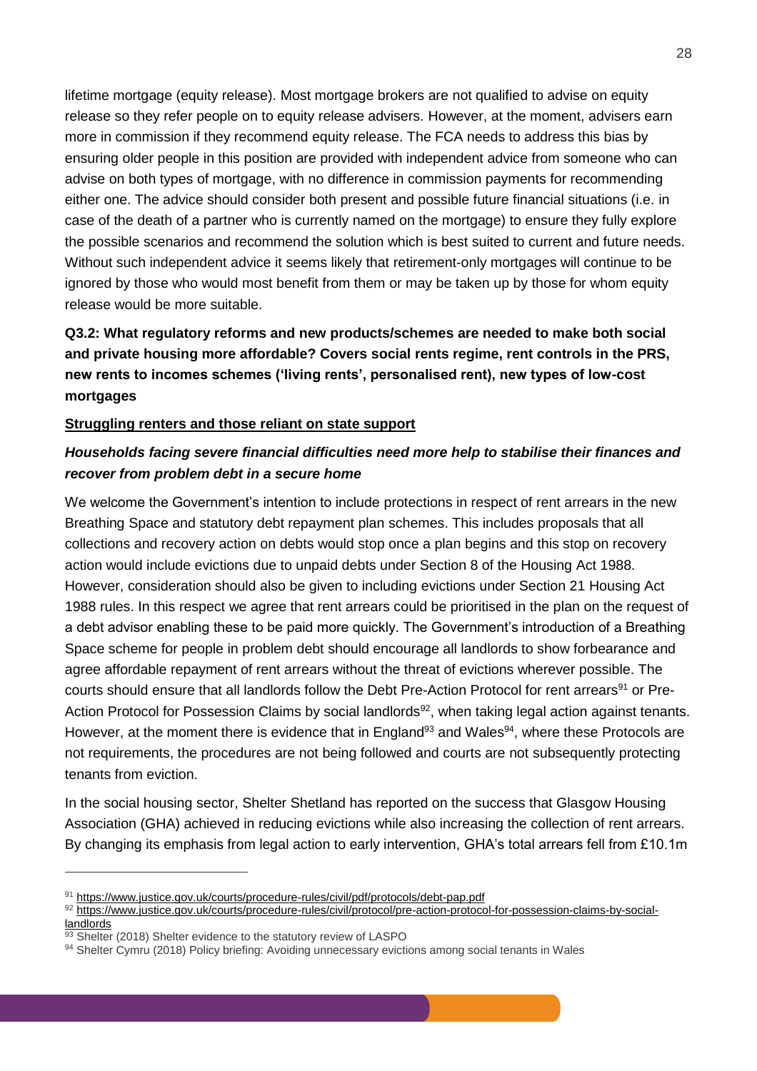lifetime mortgage (equity release). Most mortgage brokers are not qualified to advise on equity release so they refer people on to equity release advisers. However, at the moment, advisers earn more in commission if they recommend equity release. The FCA needs to address this bias by ensuring older people in this position are provided with independent advice from someone who can advise on both types of mortgage, with no difference in commission payments for recommending either one. The advice should consider both present and possible future financial situations (i.e. in case of the death of a partner who is currently named on the mortgage) to ensure they fully explore the possible scenarios and recommend the solution which is best suited to current and future needs. Without such independent advice it seems likely that retirement-only mortgages will continue to be ignored by those who would most benefit from them or may be taken up by those for whom equity release would be more suitable.

**Q3.2: What regulatory reforms and new products/schemes are needed to make both social and private housing more affordable? Covers social rents regime, rent controls in the PRS, new rents to incomes schemes ('living rents', personalised rent), new types of low-cost mortgages**

**Struggling renters and those reliant on state support**

***Households facing severe financial difficulties need more help to stabilise their finances and recover from problem debt in a secure home***

We welcome the Government's intention to include protections in respect of rent arrears in the new Breathing Space and statutory debt repayment plan schemes. This includes proposals that all collections and recovery action on debts would stop once a plan begins and this stop on recovery action would include evictions due to unpaid debts under Section 8 of the Housing Act 1988. However, consideration should also be given to including evictions under Section 21 Housing Act 1988 rules. In this respect we agree that rent arrears could be prioritised in the plan on the request of a debt advisor enabling these to be paid more quickly. The Government's introduction of a Breathing Space scheme for people in problem debt should encourage all landlords to show forbearance and agree affordable repayment of rent arrears without the threat of evictions wherever possible. The courts should ensure that all landlords follow the Debt Pre-Action Protocol for rent arrears[91] or Pre-Action Protocol for Possession Claims by social landlords[92], when taking legal action against tenants. However, at the moment there is evidence that in England[93] and Wales[94], where these Protocols are not requirements, the procedures are not being followed and courts are not subsequently protecting tenants from eviction.

In the social housing sector, Shelter Shetland has reported on the success that Glasgow Housing Association (GHA) achieved in reducing evictions while also increasing the collection of rent arrears. By changing its emphasis from legal action to early intervention, GHA's total arrears fell from £10.1m

---

[91] https://www.justice.gov.uk/courts/procedure-rules/civil/pdf/protocols/debt-pap.pdf

[92] https://www.justice.gov.uk/courts/procedure-rules/civil/protocol/pre-action-protocol-for-possession-claims-by-social-landlords

[93] Shelter (2018) Shelter evidence to the statutory review of LASPO

[94] Shelter Cymru (2018) Policy briefing: Avoiding unnecessary evictions among social tenants in Wales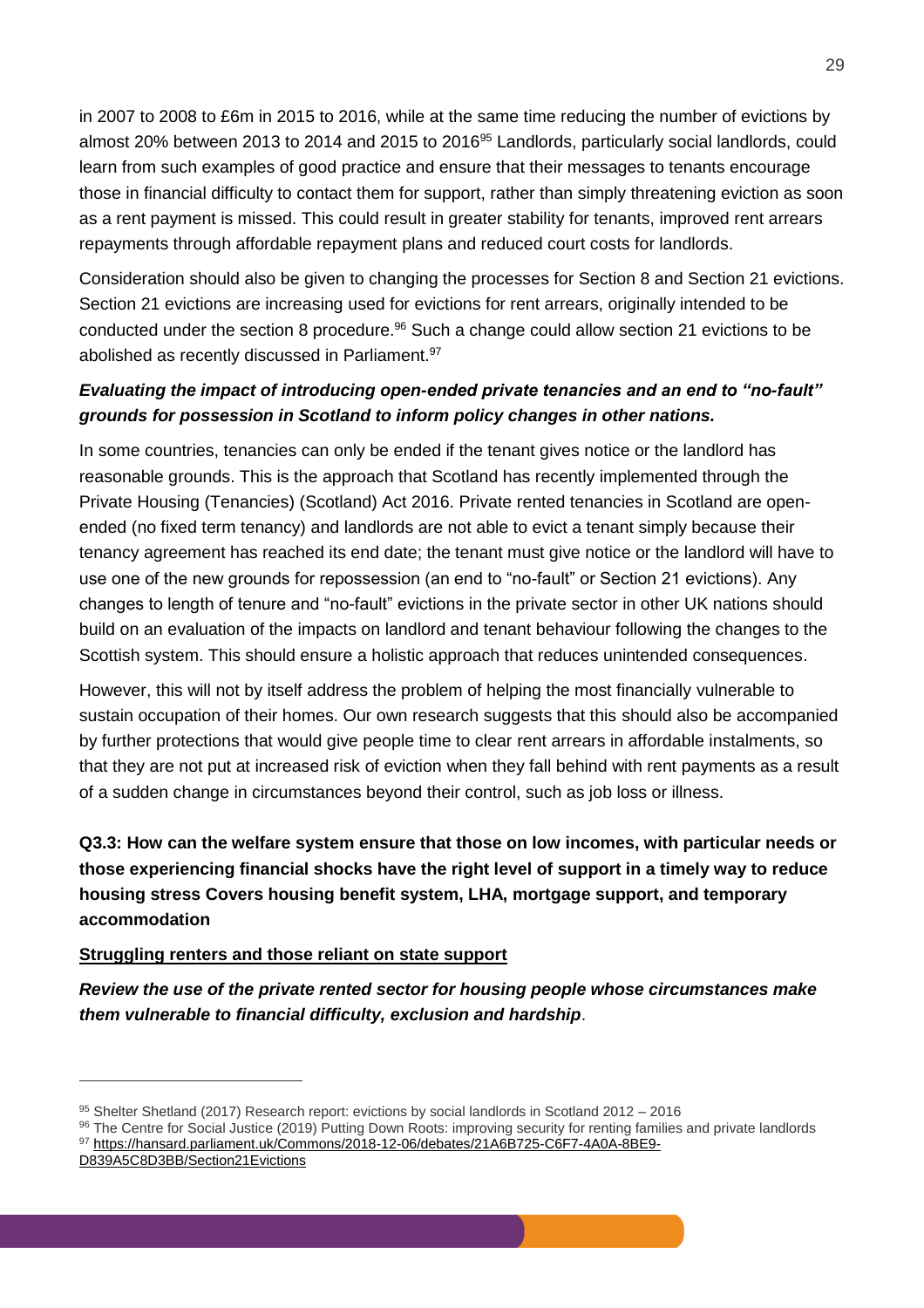in 2007 to 2008 to £6m in 2015 to 2016, while at the same time reducing the number of evictions by almost 20% between 2013 to 2014 and 2015 to 2016[95] Landlords, particularly social landlords, could learn from such examples of good practice and ensure that their messages to tenants encourage those in financial difficulty to contact them for support, rather than simply threatening eviction as soon as a rent payment is missed. This could result in greater stability for tenants, improved rent arrears repayments through affordable repayment plans and reduced court costs for landlords.

Consideration should also be given to changing the processes for Section 8 and Section 21 evictions. Section 21 evictions are increasing used for evictions for rent arrears, originally intended to be conducted under the section 8 procedure.[96] Such a change could allow section 21 evictions to be abolished as recently discussed in Parliament.[97]

***Evaluating the impact of introducing open-ended private tenancies and an end to "no-fault" grounds for possession in Scotland to inform policy changes in other nations.***

In some countries, tenancies can only be ended if the tenant gives notice or the landlord has reasonable grounds. This is the approach that Scotland has recently implemented through the Private Housing (Tenancies) (Scotland) Act 2016. Private rented tenancies in Scotland are open-ended (no fixed term tenancy) and landlords are not able to evict a tenant simply because their tenancy agreement has reached its end date; the tenant must give notice or the landlord will have to use one of the new grounds for repossession (an end to "no-fault" or Section 21 evictions). Any changes to length of tenure and "no-fault" evictions in the private sector in other UK nations should build on an evaluation of the impacts on landlord and tenant behaviour following the changes to the Scottish system. This should ensure a holistic approach that reduces unintended consequences.

However, this will not by itself address the problem of helping the most financially vulnerable to sustain occupation of their homes. Our own research suggests that this should also be accompanied by further protections that would give people time to clear rent arrears in affordable instalments, so that they are not put at increased risk of eviction when they fall behind with rent payments as a result of a sudden change in circumstances beyond their control, such as job loss or illness.

**Q3.3: How can the welfare system ensure that those on low incomes, with particular needs or those experiencing financial shocks have the right level of support in a timely way to reduce housing stress Covers housing benefit system, LHA, mortgage support, and temporary accommodation**

**Struggling renters and those reliant on state support**

***Review the use of the private rented sector for housing people whose circumstances make them vulnerable to financial difficulty, exclusion and hardship***.

---

[95] Shelter Shetland (2017) Research report: evictions by social landlords in Scotland 2012 – 2016

[96] The Centre for Social Justice (2019) Putting Down Roots: improving security for renting families and private landlords

[97] https://hansard.parliament.uk/Commons/2018-12-06/debates/21A6B725-C6F7-4A0A-8BE9-D839A5C8D3BB/Section21Evictions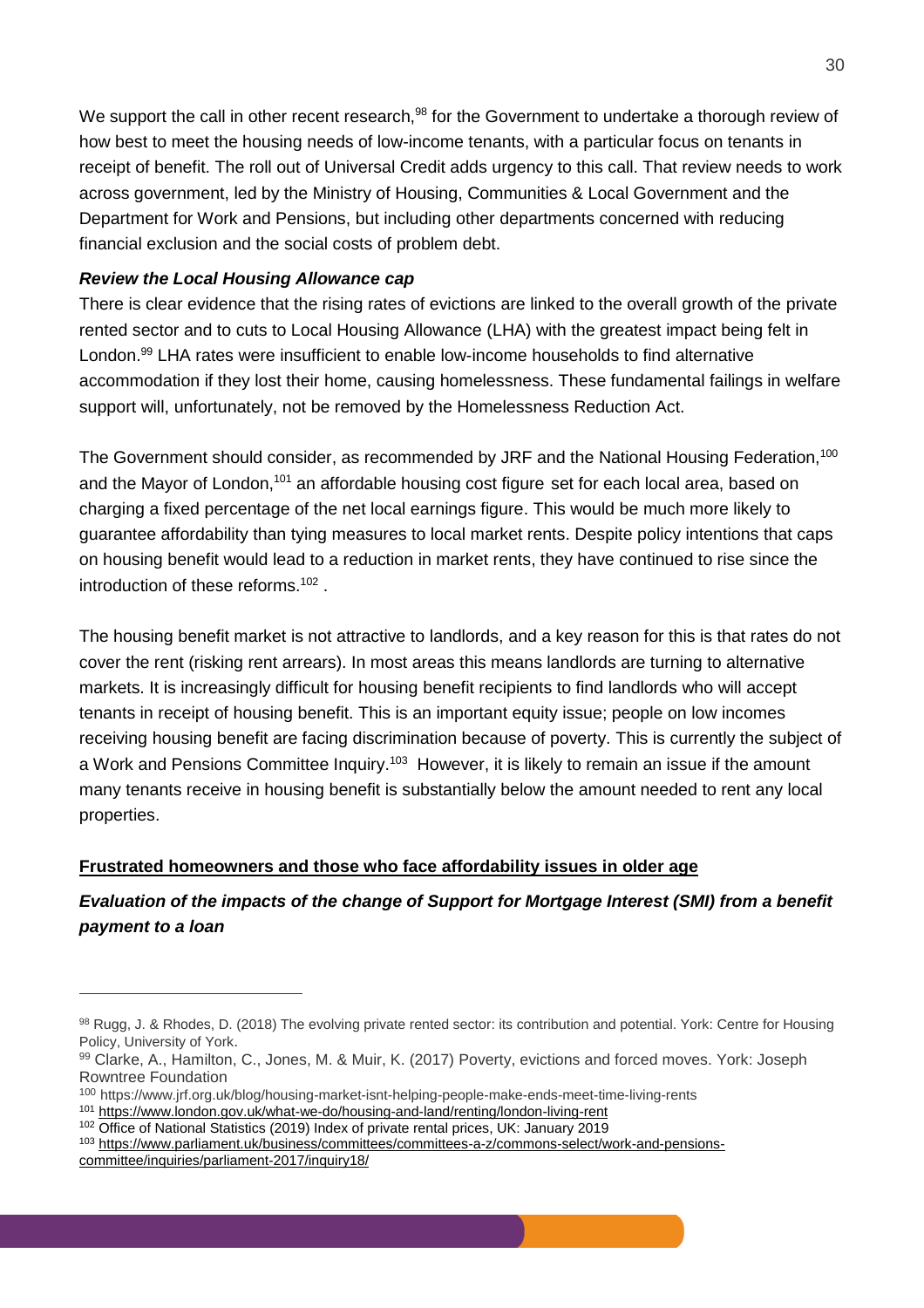We support the call in other recent research,[98] for the Government to undertake a thorough review of how best to meet the housing needs of low-income tenants, with a particular focus on tenants in receipt of benefit. The roll out of Universal Credit adds urgency to this call. That review needs to work across government, led by the Ministry of Housing, Communities & Local Government and the Department for Work and Pensions, but including other departments concerned with reducing financial exclusion and the social costs of problem debt.

***Review the Local Housing Allowance cap***

There is clear evidence that the rising rates of evictions are linked to the overall growth of the private rented sector and to cuts to Local Housing Allowance (LHA) with the greatest impact being felt in London.[99] LHA rates were insufficient to enable low-income households to find alternative accommodation if they lost their home, causing homelessness. These fundamental failings in welfare support will, unfortunately, not be removed by the Homelessness Reduction Act.

The Government should consider, as recommended by JRF and the National Housing Federation,[100] and the Mayor of London,[101] an affordable housing cost figure set for each local area, based on charging a fixed percentage of the net local earnings figure. This would be much more likely to guarantee affordability than tying measures to local market rents. Despite policy intentions that caps on housing benefit would lead to a reduction in market rents, they have continued to rise since the introduction of these reforms.[102] .

The housing benefit market is not attractive to landlords, and a key reason for this is that rates do not cover the rent (risking rent arrears). In most areas this means landlords are turning to alternative markets. It is increasingly difficult for housing benefit recipients to find landlords who will accept tenants in receipt of housing benefit. This is an important equity issue; people on low incomes receiving housing benefit are facing discrimination because of poverty. This is currently the subject of a Work and Pensions Committee Inquiry.[103] However, it is likely to remain an issue if the amount many tenants receive in housing benefit is substantially below the amount needed to rent any local properties.

**<u>Frustrated homeowners and those who face affordability issues in older age</u>**

***Evaluation of the impacts of the change of Support for Mortgage Interest (SMI) from a benefit payment to a loan***

---

[98] Rugg, J. & Rhodes, D. (2018) The evolving private rented sector: its contribution and potential. York: Centre for Housing Policy, University of York.

[99] Clarke, A., Hamilton, C., Jones, M. & Muir, K. (2017) Poverty, evictions and forced moves. York: Joseph Rowntree Foundation

[100] https://www.jrf.org.uk/blog/housing-market-isnt-helping-people-make-ends-meet-time-living-rents

[101] https://www.london.gov.uk/what-we-do/housing-and-land/renting/london-living-rent

[102] Office of National Statistics (2019) Index of private rental prices, UK: January 2019

[103] https://www.parliament.uk/business/committees/committees-a-z/commons-select/work-and-pensions-committee/inquiries/parliament-2017/inquiry18/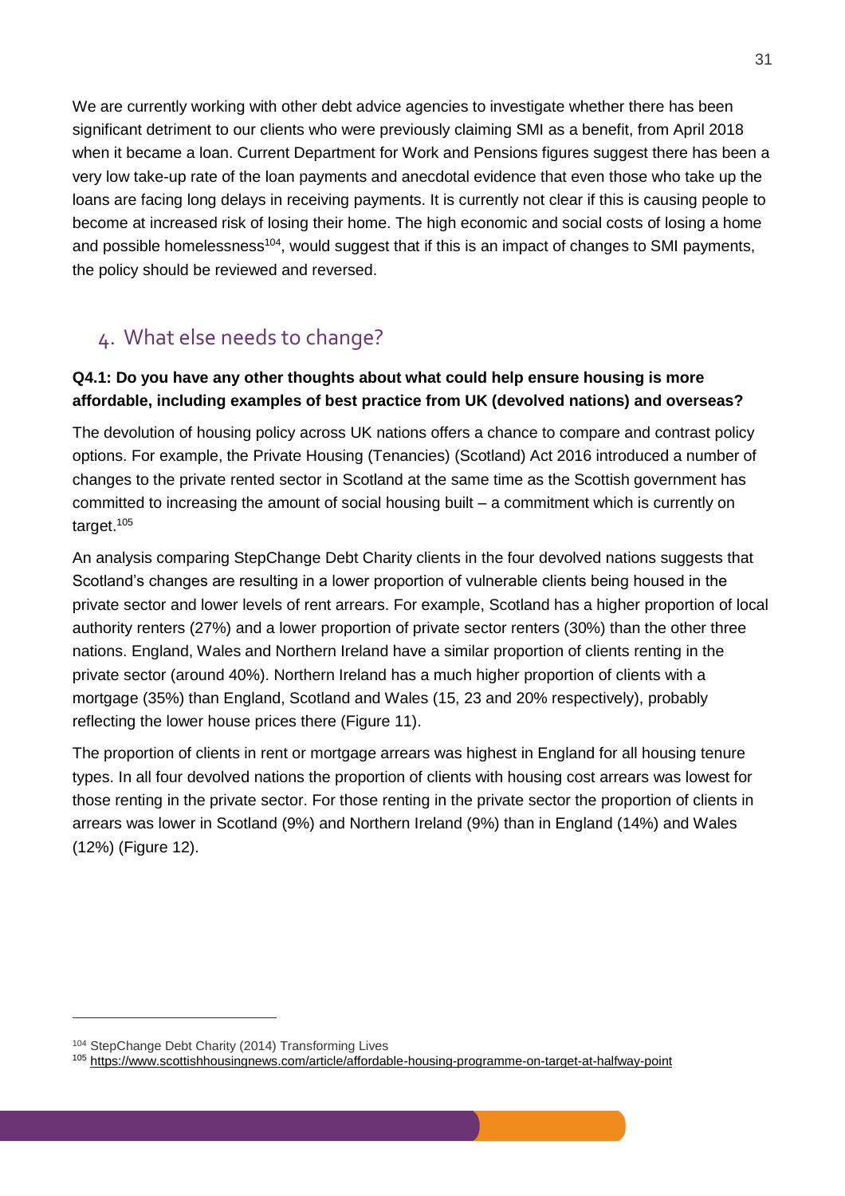We are currently working with other debt advice agencies to investigate whether there has been significant detriment to our clients who were previously claiming SMI as a benefit, from April 2018 when it became a loan. Current Department for Work and Pensions figures suggest there has been a very low take-up rate of the loan payments and anecdotal evidence that even those who take up the loans are facing long delays in receiving payments. It is currently not clear if this is causing people to become at increased risk of losing their home. The high economic and social costs of losing a home and possible homelessness[104], would suggest that if this is an impact of changes to SMI payments, the policy should be reviewed and reversed.

## 4. What else needs to change?

**Q4.1: Do you have any other thoughts about what could help ensure housing is more affordable, including examples of best practice from UK (devolved nations) and overseas?**

The devolution of housing policy across UK nations offers a chance to compare and contrast policy options. For example, the Private Housing (Tenancies) (Scotland) Act 2016 introduced a number of changes to the private rented sector in Scotland at the same time as the Scottish government has committed to increasing the amount of social housing built – a commitment which is currently on target.[105]

An analysis comparing StepChange Debt Charity clients in the four devolved nations suggests that Scotland's changes are resulting in a lower proportion of vulnerable clients being housed in the private sector and lower levels of rent arrears. For example, Scotland has a higher proportion of local authority renters (27%) and a lower proportion of private sector renters (30%) than the other three nations. England, Wales and Northern Ireland have a similar proportion of clients renting in the private sector (around 40%). Northern Ireland has a much higher proportion of clients with a mortgage (35%) than England, Scotland and Wales (15, 23 and 20% respectively), probably reflecting the lower house prices there (Figure 11).

The proportion of clients in rent or mortgage arrears was highest in England for all housing tenure types. In all four devolved nations the proportion of clients with housing cost arrears was lowest for those renting in the private sector. For those renting in the private sector the proportion of clients in arrears was lower in Scotland (9%) and Northern Ireland (9%) than in England (14%) and Wales (12%) (Figure 12).

---

[104] StepChange Debt Charity (2014) Transforming Lives

[105] https://www.scottishhousingnews.com/article/affordable-housing-programme-on-target-at-halfway-point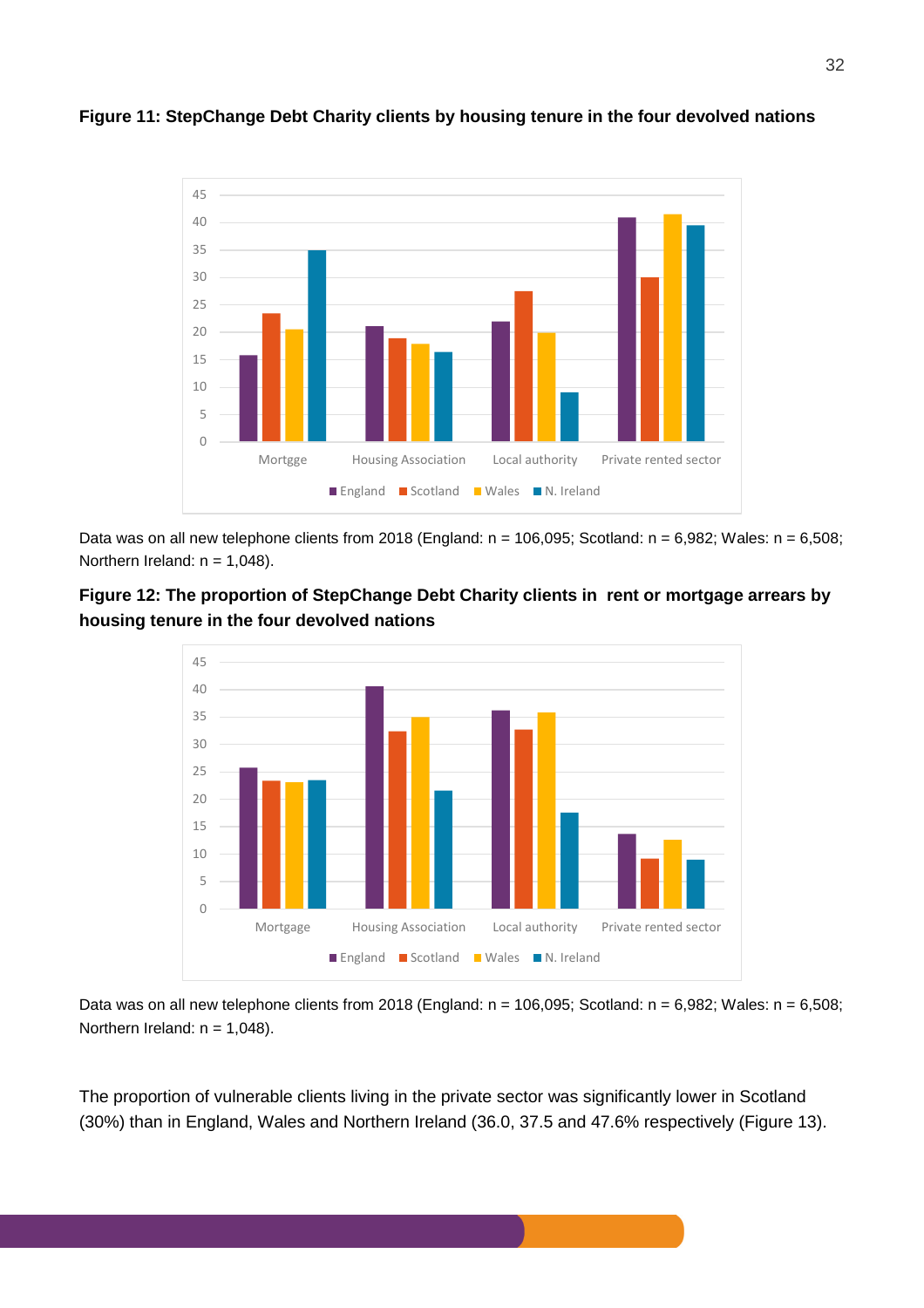**Figure 11: StepChange Debt Charity clients by housing tenure in the four devolved nations**

Data was on all new telephone clients from 2018 (England: n = 106,095; Scotland: n = 6,982; Wales: n = 6,508; Northern Ireland: n = 1,048).

**Figure 12: The proportion of StepChange Debt Charity clients in rent or mortgage arrears by housing tenure in the four devolved nations**

Data was on all new telephone clients from 2018 (England: n = 106,095; Scotland: n = 6,982; Wales: n = 6,508; Northern Ireland: n = 1,048).

The proportion of vulnerable clients living in the private sector was significantly lower in Scotland (30%) than in England, Wales and Northern Ireland (36.0, 37.5 and 47.6% respectively (Figure 13).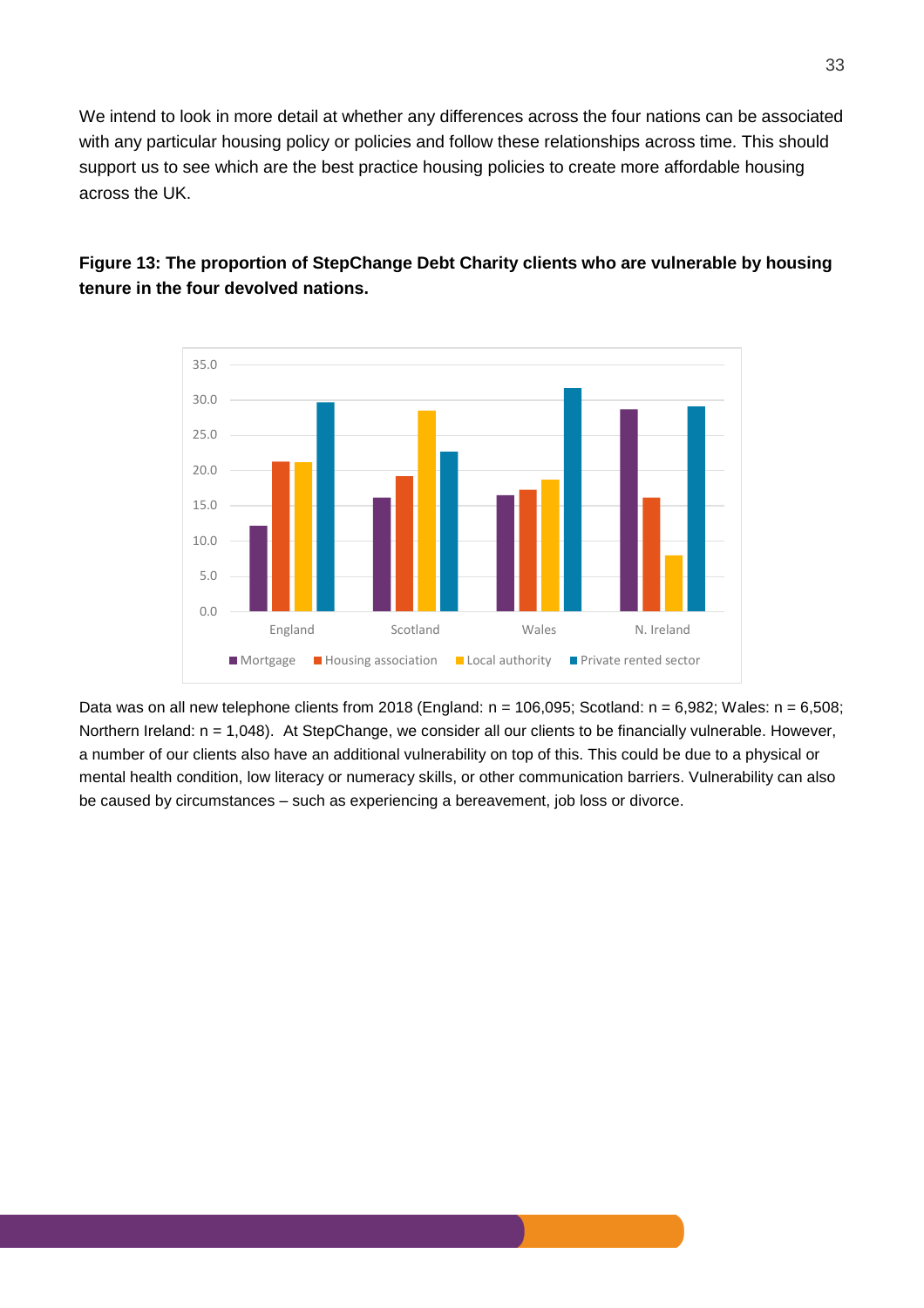We intend to look in more detail at whether any differences across the four nations can be associated with any particular housing policy or policies and follow these relationships across time. This should support us to see which are the best practice housing policies to create more affordable housing across the UK.

**Figure 13: The proportion of StepChange Debt Charity clients who are vulnerable by housing tenure in the four devolved nations.**

35.0
30.0
25.0
20.0
15.0
10.0
5.0
0.0

England
Scotland
Wales
N. Ireland

Mortgage
Housing association
Local authority
Private rented sector

Data was on all new telephone clients from 2018 (England: n = 106,095; Scotland: n = 6,982; Wales: n = 6,508; Northern Ireland: n = 1,048). At StepChange, we consider all our clients to be financially vulnerable. However, a number of our clients also have an additional vulnerability on top of this. This could be due to a physical or mental health condition, low literacy or numeracy skills, or other communication barriers. Vulnerability can also be caused by circumstances – such as experiencing a bereavement, job loss or divorce.